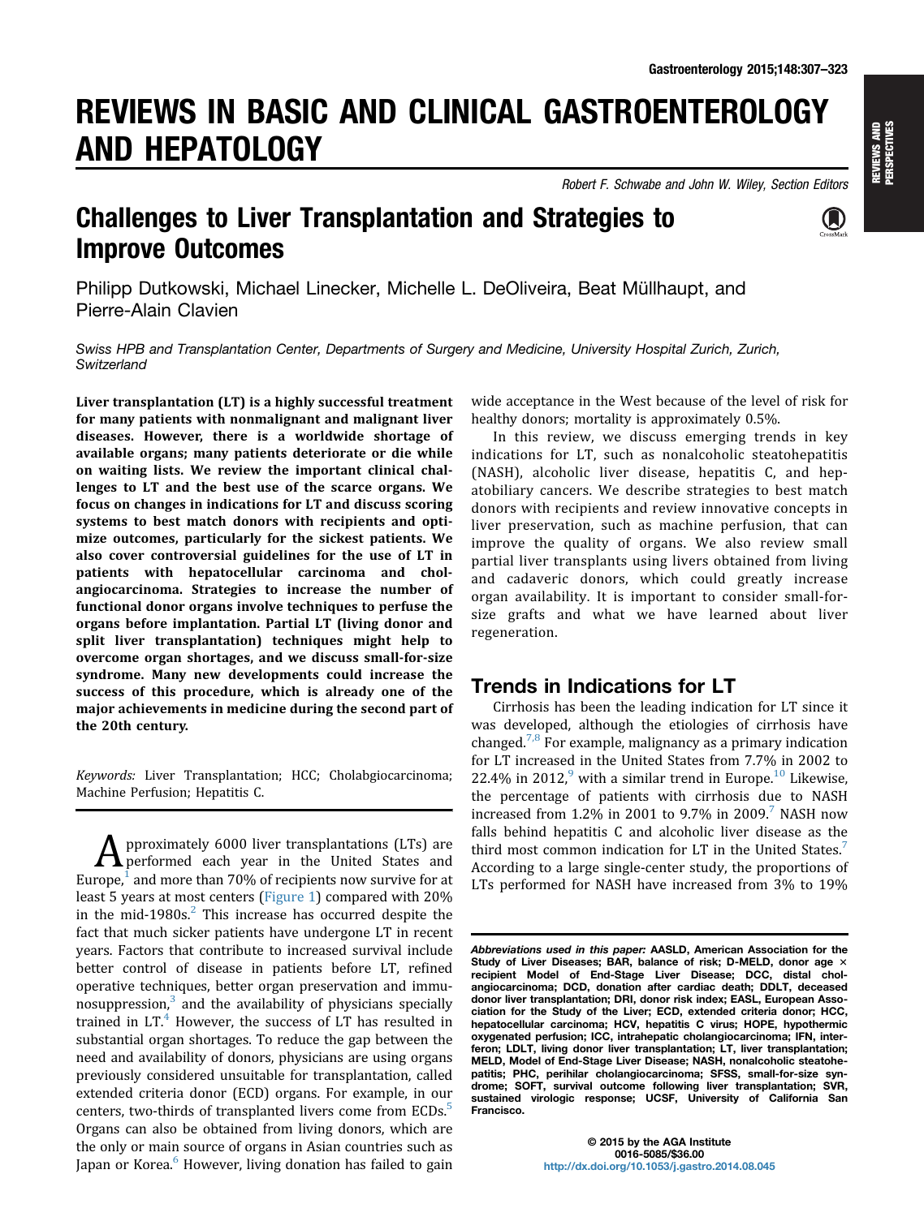# REVIEWS IN BASIC AND CLINICAL GASTROENTEROLOGY AND HEPATOLOGY

*Robert F. Schwabe and John W. Wiley, Section Editors*

## Challenges to Liver Transplantation and Strategies to Improve Outcomes

Philipp Dutkowski, Michael Linecker, Michelle L. DeOliveira, Beat Müllhaupt, and Pierre-Alain Clavien

*Swiss HPB and Transplantation Center, Departments of Surgery and Medicine, University Hospital Zurich, Zurich, Switzerland*

**Liver transplantation (LT) is a highly successful treatment for many patients with nonmalignant and malignant liver diseases. However, there is a worldwide shortage of available organs; many patients deteriorate or die while on waiting lists. We review the important clinical challenges to LT and the best use of the scarce organs. We focus on changes in indications for LT and discuss scoring systems to best match donors with recipients and optimize outcomes, particularly for the sickest patients. We also cover controversial guidelines for the use of LT in patients with hepatocellular carcinoma and cholangiocarcinoma. Strategies to increase the number of functional donor organs involve techniques to perfuse the organs before implantation. Partial LT (living donor and split liver transplantation) techniques might help to overcome organ shortages, and we discuss small-for-size syndrome. Many new developments could increase the success of this procedure, which is already one of the major achievements in medicine during the second part of the 20th century.**

*Keywords:* Liver Transplantation; HCC; Cholabgiocarcinoma; Machine Perfusion; Hepatitis C.

Approximately 6000 liver transplantations (LTs) are performed each year in the United States and Europe,[1] and more than 70% of recipients now survive for at least 5 years at most centers (Figure 1) compared with 20% in the mid-1980s.[2] This increase has occurred despite the fact that much sicker patients have undergone LT in recent years. Factors that contribute to increased survival include better control of disease in patients before LT, refined operative techniques, better organ preservation and immunosuppression,[3] and the availability of physicians specially trained in LT.[4] However, the success of LT has resulted in substantial organ shortages. To reduce the gap between the need and availability of donors, physicians are using organs previously considered unsuitable for transplantation, called extended criteria donor (ECD) organs. For example, in our centers, two-thirds of transplanted livers come from ECDs.[5] Organs can also be obtained from living donors, which are the only or main source of organs in Asian countries such as Japan or Korea.[6] However, living donation has failed to gain wide acceptance in the West because of the level of risk for healthy donors; mortality is approximately 0.5%.

In this review, we discuss emerging trends in key indications for LT, such as nonalcoholic steatohepatitis (NASH), alcoholic liver disease, hepatitis C, and hepatobiliary cancers. We describe strategies to best match donors with recipients and review innovative concepts in liver preservation, such as machine perfusion, that can improve the quality of organs. We also review small partial liver transplants using livers obtained from living and cadaveric donors, which could greatly increase organ availability. It is important to consider small-for-size grafts and what we have learned about liver regeneration.

## Trends in Indications for LT

Cirrhosis has been the leading indication for LT since it was developed, although the etiologies of cirrhosis have changed.[7,8] For example, malignancy as a primary indication for LT increased in the United States from 7.7% in 2002 to 22.4% in 2012,[9] with a similar trend in Europe.[10] Likewise, the percentage of patients with cirrhosis due to NASH increased from 1.2% in 2001 to 9.7% in 2009.[7] NASH now falls behind hepatitis C and alcoholic liver disease as the third most common indication for LT in the United States.[7] According to a large single-center study, the proportions of LTs performed for NASH have increased from 3% to 19%

*Abbreviations used in this paper:* AASLD, American Association for the Study of Liver Diseases; BAR, balance of risk; D-MELD, donor age × recipient Model of End-Stage Liver Disease; DCC, distal cholangiocarcinoma; DCD, donation after cardiac death; DDLT, deceased donor liver transplantation; DRI, donor risk index; EASL, European Association for the Study of the Liver; ECD, extended criteria donor; HCC, hepatocellular carcinoma; HCV, hepatitis C virus; HOPE, hypothermic oxygenated perfusion; ICC, intrahepatic cholangiocarcinoma; IFN, interferon; LDLT, living donor liver transplantation; LT, liver transplantation; MELD, Model of End-Stage Liver Disease; NASH, nonalcoholic steatohepatitis; PHC, perihilar cholangiocarcinoma; SFSS, small-for-size syndrome; SOFT, survival outcome following liver transplantation; SVR, sustained virologic response; UCSF, University of California San Francisco.

© 2015 by the AGA Institute
0016-5085/$36.00
http://dx.doi.org/10.1053/j.gastro.2014.08.045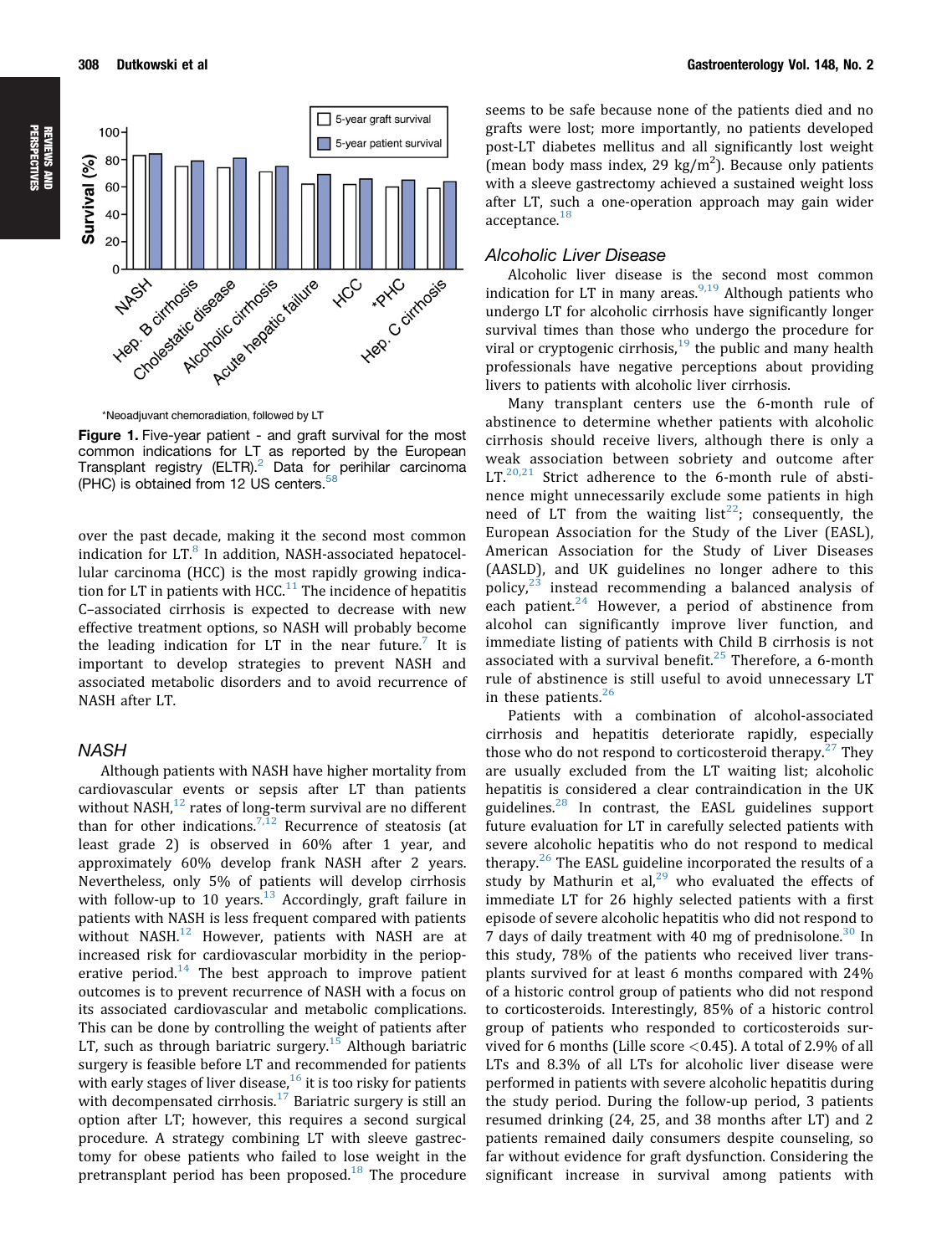*Neoadjuvant chemoradiation, followed by LT

**Figure 1.** Five-year patient - and graft survival for the most common indications for LT as reported by the European Transplant registry (ELTR).[2] Data for perihilar carcinoma (PHC) is obtained from 12 US centers.[58]

over the past decade, making it the second most common indication for LT.[8] In addition, NASH-associated hepatocellular carcinoma (HCC) is the most rapidly growing indication for LT in patients with HCC.[11] The incidence of hepatitis C–associated cirrhosis is expected to decrease with new effective treatment options, so NASH will probably become the leading indication for LT in the near future.[7] It is important to develop strategies to prevent NASH and associated metabolic disorders and to avoid recurrence of NASH after LT.

## NASH

Although patients with NASH have higher mortality from cardiovascular events or sepsis after LT than patients without NASH,[12] rates of long-term survival are no different than for other indications.[7,12] Recurrence of steatosis (at least grade 2) is observed in 60% after 1 year, and approximately 60% develop frank NASH after 2 years. Nevertheless, only 5% of patients will develop cirrhosis with follow-up to 10 years.[13] Accordingly, graft failure in patients with NASH is less frequent compared with patients without NASH.[12] However, patients with NASH are at increased risk for cardiovascular morbidity in the perioperative period.[14] The best approach to improve patient outcomes is to prevent recurrence of NASH with a focus on its associated cardiovascular and metabolic complications. This can be done by controlling the weight of patients after LT, such as through bariatric surgery.[15] Although bariatric surgery is feasible before LT and recommended for patients with early stages of liver disease,[16] it is too risky for patients with decompensated cirrhosis.[17] Bariatric surgery is still an option after LT; however, this requires a second surgical procedure. A strategy combining LT with sleeve gastrectomy for obese patients who failed to lose weight in the pretransplant period has been proposed.[18] The procedure seems to be safe because none of the patients died and no grafts were lost; more importantly, no patients developed post-LT diabetes mellitus and all significantly lost weight (mean body mass index, 29 kg/m$^2$). Because only patients with a sleeve gastrectomy achieved a sustained weight loss after LT, such a one-operation approach may gain wider acceptance.[18]

## Alcoholic Liver Disease

Alcoholic liver disease is the second most common indication for LT in many areas.[9,19] Although patients who undergo LT for alcoholic cirrhosis have significantly longer survival times than those who undergo the procedure for viral or cryptogenic cirrhosis,[19] the public and many health professionals have negative perceptions about providing livers to patients with alcoholic liver cirrhosis.

Many transplant centers use the 6-month rule of abstinence to determine whether patients with alcoholic cirrhosis should receive livers, although there is only a weak association between sobriety and outcome after LT.[20,21] Strict adherence to the 6-month rule of abstinence might unnecessarily exclude some patients in high need of LT from the waiting list[22]; consequently, the European Association for the Study of the Liver (EASL), American Association for the Study of Liver Diseases (AASLD), and UK guidelines no longer adhere to this policy,[23] instead recommending a balanced analysis of each patient.[24] However, a period of abstinence from alcohol can significantly improve liver function, and immediate listing of patients with Child B cirrhosis is not associated with a survival benefit.[25] Therefore, a 6-month rule of abstinence is still useful to avoid unnecessary LT in these patients.[26]

Patients with a combination of alcohol-associated cirrhosis and hepatitis deteriorate rapidly, especially those who do not respond to corticosteroid therapy.[27] They are usually excluded from the LT waiting list; alcoholic hepatitis is considered a clear contraindication in the UK guidelines.[28] In contrast, the EASL guidelines support future evaluation for LT in carefully selected patients with severe alcoholic hepatitis who do not respond to medical therapy.[26] The EASL guideline incorporated the results of a study by Mathurin et al,[29] who evaluated the effects of immediate LT for 26 highly selected patients with a first episode of severe alcoholic hepatitis who did not respond to 7 days of daily treatment with 40 mg of prednisolone.[30] In this study, 78% of the patients who received liver transplants survived for at least 6 months compared with 24% of a historic control group of patients who did not respond to corticosteroids. Interestingly, 85% of a historic control group of patients who responded to corticosteroids survived for 6 months (Lille score $<$0.45). A total of 2.9% of all LTs and 8.3% of all LTs for alcoholic liver disease were performed in patients with severe alcoholic hepatitis during the study period. During the follow-up period, 3 patients resumed drinking (24, 25, and 38 months after LT) and 2 patients remained daily consumers despite counseling, so far without evidence for graft dysfunction. Considering the significant increase in survival among patients with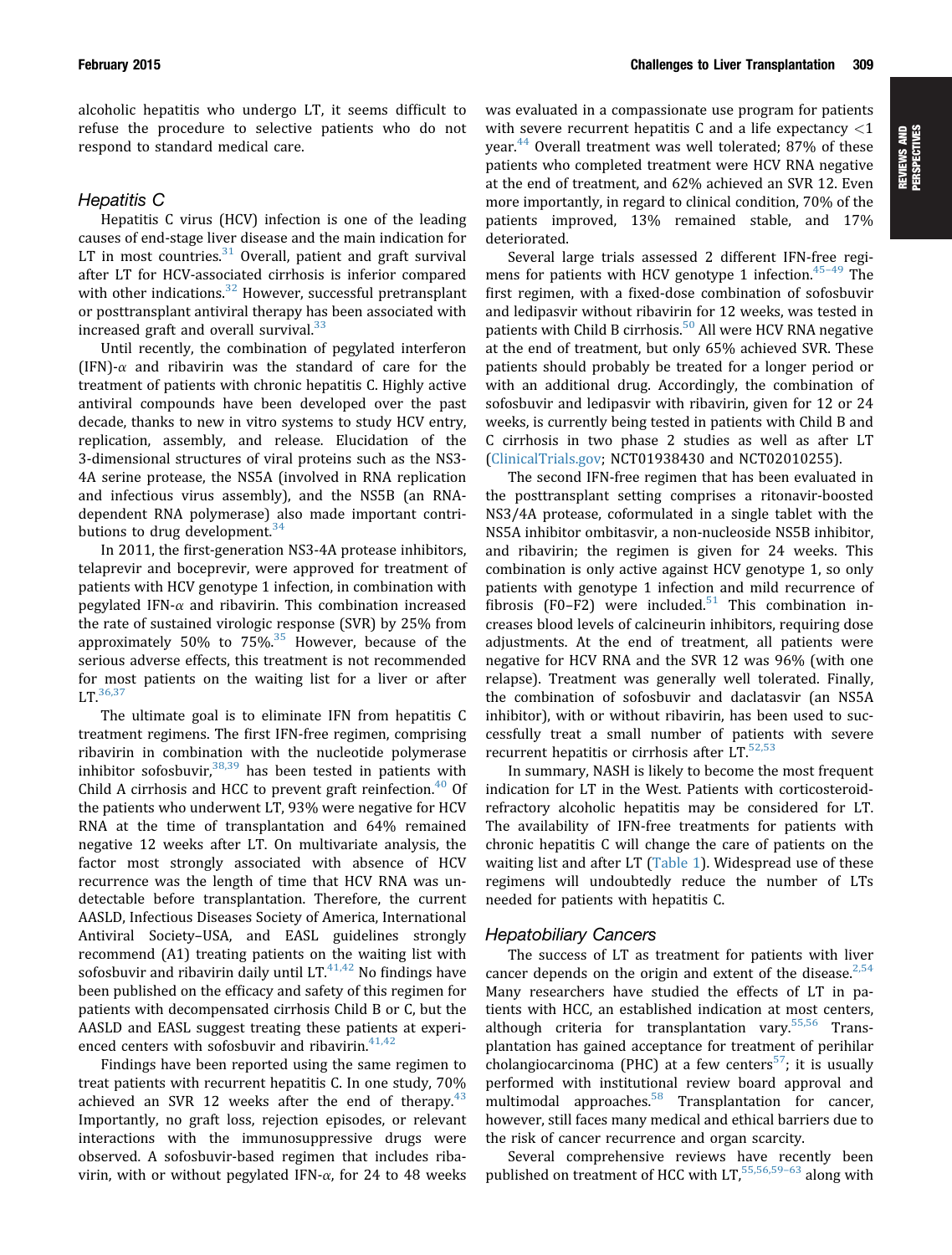alcoholic hepatitis who undergo LT, it seems difficult to refuse the procedure to selective patients who do not respond to standard medical care.

### Hepatitis C

Hepatitis C virus (HCV) infection is one of the leading causes of end-stage liver disease and the main indication for LT in most countries.[31] Overall, patient and graft survival after LT for HCV-associated cirrhosis is inferior compared with other indications.[32] However, successful pretransplant or posttransplant antiviral therapy has been associated with increased graft and overall survival.[33]

Until recently, the combination of pegylated interferon (IFN)-$\alpha$ and ribavirin was the standard of care for the treatment of patients with chronic hepatitis C. Highly active antiviral compounds have been developed over the past decade, thanks to new in vitro systems to study HCV entry, replication, assembly, and release. Elucidation of the 3-dimensional structures of viral proteins such as the NS3-4A serine protease, the NS5A (involved in RNA replication and infectious virus assembly), and the NS5B (an RNA-dependent RNA polymerase) also made important contributions to drug development.[34]

In 2011, the first-generation NS3-4A protease inhibitors, telaprevir and boceprevir, were approved for treatment of patients with HCV genotype 1 infection, in combination with pegylated IFN-$\alpha$ and ribavirin. This combination increased the rate of sustained virologic response (SVR) by 25% from approximately 50% to 75%.[35] However, because of the serious adverse effects, this treatment is not recommended for most patients on the waiting list for a liver or after LT.[36,37]

The ultimate goal is to eliminate IFN from hepatitis C treatment regimens. The first IFN-free regimen, comprising ribavirin in combination with the nucleotide polymerase inhibitor sofosbuvir,[38,39] has been tested in patients with Child A cirrhosis and HCC to prevent graft reinfection.[40] Of the patients who underwent LT, 93% were negative for HCV RNA at the time of transplantation and 64% remained negative 12 weeks after LT. On multivariate analysis, the factor most strongly associated with absence of HCV recurrence was the length of time that HCV RNA was undetectable before transplantation. Therefore, the current AASLD, Infectious Diseases Society of America, International Antiviral Society–USA, and EASL guidelines strongly recommend (A1) treating patients on the waiting list with sofosbuvir and ribavirin daily until LT.[41,42] No findings have been published on the efficacy and safety of this regimen for patients with decompensated cirrhosis Child B or C, but the AASLD and EASL suggest treating these patients at experienced centers with sofosbuvir and ribavirin.[41,42]

Findings have been reported using the same regimen to treat patients with recurrent hepatitis C. In one study, 70% achieved an SVR 12 weeks after the end of therapy.[43] Importantly, no graft loss, rejection episodes, or relevant interactions with the immunosuppressive drugs were observed. A sofosbuvir-based regimen that includes ribavirin, with or without pegylated IFN-$\alpha$, for 24 to 48 weeks was evaluated in a compassionate use program for patients with severe recurrent hepatitis C and a life expectancy $<1$ year.[44] Overall treatment was well tolerated; 87% of these patients who completed treatment were HCV RNA negative at the end of treatment, and 62% achieved an SVR 12. Even more importantly, in regard to clinical condition, 70% of the patients improved, 13% remained stable, and 17% deteriorated.

Several large trials assessed 2 different IFN-free regimens for patients with HCV genotype 1 infection.[45–49] The first regimen, with a fixed-dose combination of sofosbuvir and ledipasvir without ribavirin for 12 weeks, was tested in patients with Child B cirrhosis.[50] All were HCV RNA negative at the end of treatment, but only 65% achieved SVR. These patients should probably be treated for a longer period or with an additional drug. Accordingly, the combination of sofosbuvir and ledipasvir with ribavirin, given for 12 or 24 weeks, is currently being tested in patients with Child B and C cirrhosis in two phase 2 studies as well as after LT (ClinicalTrials.gov; NCT01938430 and NCT02010255).

The second IFN-free regimen that has been evaluated in the posttransplant setting comprises a ritonavir-boosted NS3/4A protease, coformulated in a single tablet with the NS5A inhibitor ombitasvir, a non-nucleoside NS5B inhibitor, and ribavirin; the regimen is given for 24 weeks. This combination is only active against HCV genotype 1, so only patients with genotype 1 infection and mild recurrence of fibrosis (F0–F2) were included.[51] This combination increases blood levels of calcineurin inhibitors, requiring dose adjustments. At the end of treatment, all patients were negative for HCV RNA and the SVR 12 was 96% (with one relapse). Treatment was generally well tolerated. Finally, the combination of sofosbuvir and daclatasvir (an NS5A inhibitor), with or without ribavirin, has been used to successfully treat a small number of patients with severe recurrent hepatitis or cirrhosis after LT.[52,53]

In summary, NASH is likely to become the most frequent indication for LT in the West. Patients with corticosteroid-refractory alcoholic hepatitis may be considered for LT. The availability of IFN-free treatments for patients with chronic hepatitis C will change the care of patients on the waiting list and after LT (Table 1). Widespread use of these regimens will undoubtedly reduce the number of LTs needed for patients with hepatitis C.

### Hepatobiliary Cancers

The success of LT as treatment for patients with liver cancer depends on the origin and extent of the disease.[2,54] Many researchers have studied the effects of LT in patients with HCC, an established indication at most centers, although criteria for transplantation vary.[55,56] Transplantation has gained acceptance for treatment of perihilar cholangiocarcinoma (PHC) at a few centers[57]; it is usually performed with institutional review board approval and multimodal approaches.[58] Transplantation for cancer, however, still faces many medical and ethical barriers due to the risk of cancer recurrence and organ scarcity.

Several comprehensive reviews have recently been published on treatment of HCC with LT,[55,56,59–63] along with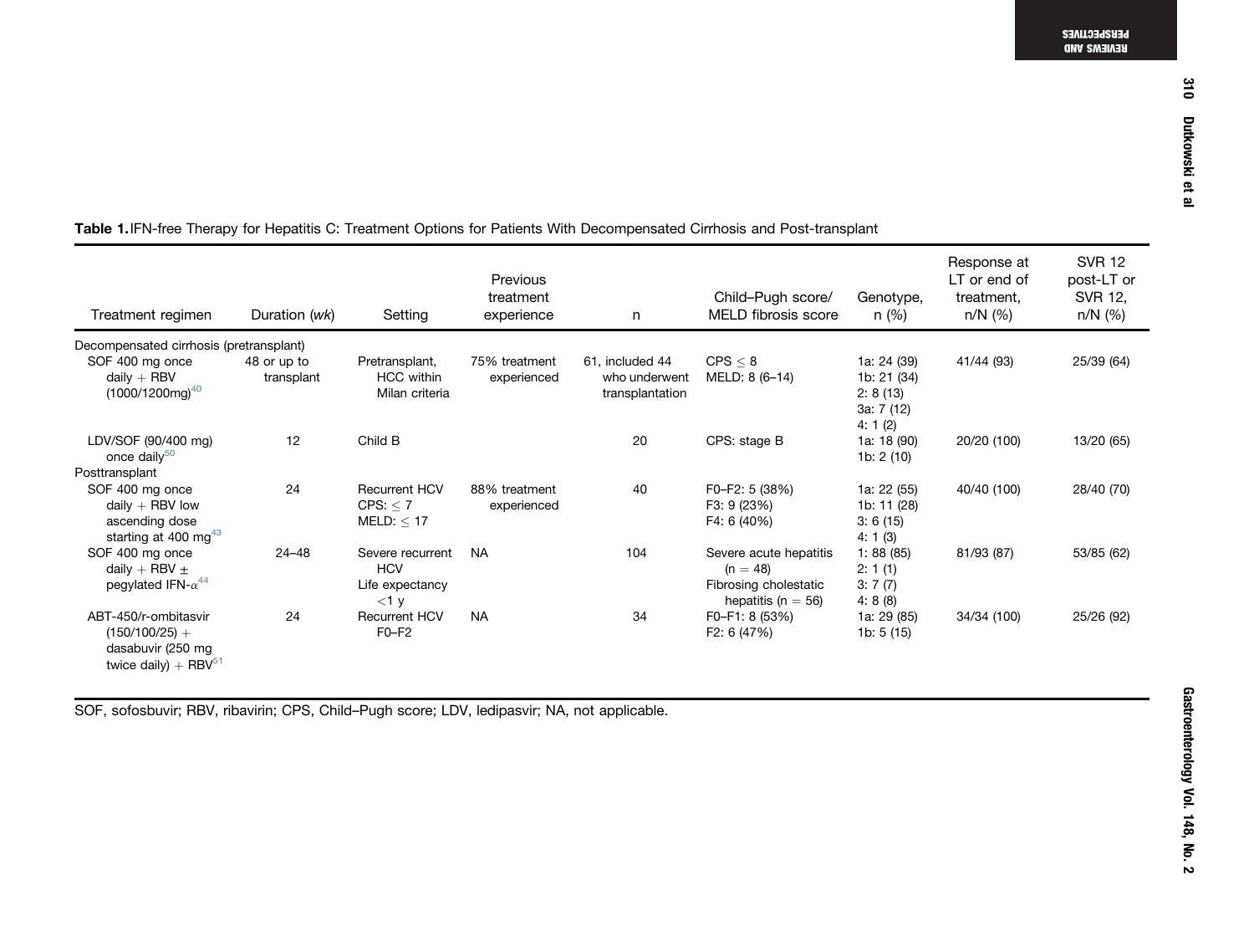**Table 1.** IFN-free Therapy for Hepatitis C: Treatment Options for Patients With Decompensated Cirrhosis and Post-transplant

| Treatment regimen | Duration (*wk*) | Setting | Previous treatment experience | n | Child–Pugh score/ MELD fibrosis score | Genotype, n (%) | Response at LT or end of treatment, n/N (%) | SVR 12 post-LT or SVR 12, n/N (%) |
|---|---|---|---|---|---|---|---|---|
| Decompensated cirrhosis (pretransplant) | | | | | | | | |
| SOF 400 mg once daily + RBV (1000/1200mg)[40] | 48 or up to transplant | Pretransplant, HCC within Milan criteria | 75% treatment experienced | 61, included 44 who underwent transplantation | CPS $\leq$ 8<br>MELD: 8 (6–14) | 1a: 24 (39)<br>1b: 21 (34)<br>2: 8 (13)<br>3a: 7 (12)<br>4: 1 (2) | 41/44 (93) | 25/39 (64) |
| LDV/SOF (90/400 mg) once daily[50] | 12 | Child B | | 20 | CPS: stage B | 1a: 18 (90)<br>1b: 2 (10) | 20/20 (100) | 13/20 (65) |
| Posttransplant | | | | | | | | |
| SOF 400 mg once daily + RBV low ascending dose starting at 400 mg[43] | 24 | Recurrent HCV<br>CPS: $\leq$ 7<br>MELD: $\leq$ 17 | 88% treatment experienced | 40 | F0–F2: 5 (38%)<br>F3: 9 (23%)<br>F4: 6 (40%) | 1a: 22 (55)<br>1b: 11 (28)<br>3: 6 (15)<br>4: 1 (3) | 40/40 (100) | 28/40 (70) |
| SOF 400 mg once daily + RBV ± pegylated IFN-$\alpha$[44] | 24–48 | Severe recurrent HCV<br>Life expectancy <1 y | NA | 104 | Severe acute hepatitis (n = 48)<br>Fibrosing cholestatic hepatitis (n = 56) | 1: 88 (85)<br>2: 1 (1)<br>3: 7 (7)<br>4: 8 (8) | 81/93 (87) | 53/85 (62) |
| ABT-450/r-ombitasvir (150/100/25) + dasabuvir (250 mg twice daily) + RBV[51] | 24 | Recurrent HCV F0–F2 | NA | 34 | F0–F1: 8 (53%)<br>F2: 6 (47%) | 1a: 29 (85)<br>1b: 5 (15) | 34/34 (100) | 25/26 (92) |

SOF, sofosbuvir; RBV, ribavirin; CPS, Child–Pugh score; LDV, ledipasvir; NA, not applicable.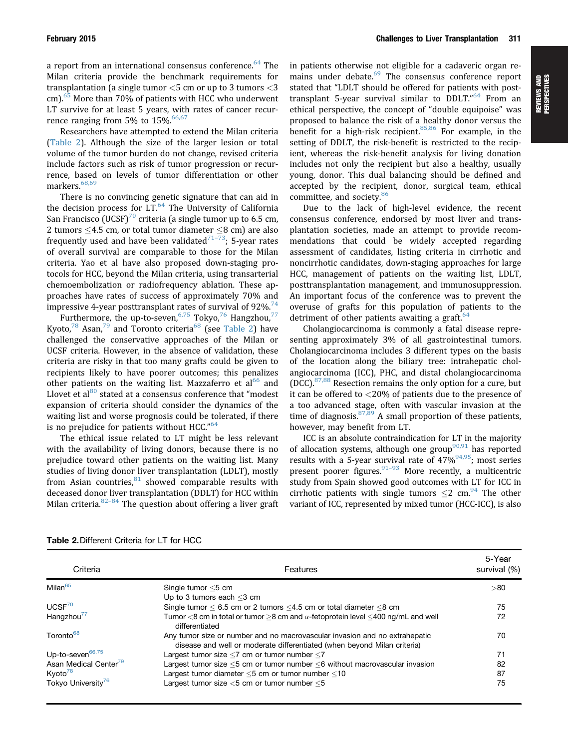a report from an international consensus conference.[64] The Milan criteria provide the benchmark requirements for transplantation (a single tumor <5 cm or up to 3 tumors <3 cm).[65] More than 70% of patients with HCC who underwent LT survive for at least 5 years, with rates of cancer recurrence ranging from 5% to 15%.[66,67]

Researchers have attempted to extend the Milan criteria (Table 2). Although the size of the larger lesion or total volume of the tumor burden do not change, revised criteria include factors such as risk of tumor progression or recurrence, based on levels of tumor differentiation or other markers.[68,69]

There is no convincing genetic signature that can aid in the decision process for LT.[64] The University of California San Francisco (UCSF)[70] criteria (a single tumor up to 6.5 cm, 2 tumors ≤4.5 cm, or total tumor diameter ≤8 cm) are also frequently used and have been validated[71–73]; 5-year rates of overall survival are comparable to those for the Milan criteria. Yao et al have also proposed down-staging protocols for HCC, beyond the Milan criteria, using transarterial chemoembolization or radiofrequency ablation. These approaches have rates of success of approximately 70% and impressive 4-year posttransplant rates of survival of 92%.[74]

Furthermore, the up-to-seven,[6,75] Tokyo,[76] Hangzhou,[77] Kyoto,[78] Asan,[79] and Toronto criteria[68] (see Table 2) have challenged the conservative approaches of the Milan or UCSF criteria. However, in the absence of validation, these criteria are risky in that too many grafts could be given to recipients likely to have poorer outcomes; this penalizes other patients on the waiting list. Mazzaferro et al[66] and Llovet et al[80] stated at a consensus conference that "modest expansion of criteria should consider the dynamics of the waiting list and worse prognosis could be tolerated, if there is no prejudice for patients without HCC."[64]

The ethical issue related to LT might be less relevant with the availability of living donors, because there is no prejudice toward other patients on the waiting list. Many studies of living donor liver transplantation (LDLT), mostly from Asian countries,[81] showed comparable results with deceased donor liver transplantation (DDLT) for HCC within Milan criteria.[82–84] The question about offering a liver graft in patients otherwise not eligible for a cadaveric organ remains under debate.[69] The consensus conference report stated that "LDLT should be offered for patients with post-transplant 5-year survival similar to DDLT."[64] From an ethical perspective, the concept of "double equipoise" was proposed to balance the risk of a healthy donor versus the benefit for a high-risk recipient.[85,86] For example, in the setting of DDLT, the risk-benefit is restricted to the recipient, whereas the risk-benefit analysis for living donation includes not only the recipient but also a healthy, usually young, donor. This dual balancing should be defined and accepted by the recipient, donor, surgical team, ethical committee, and society.[86]

Due to the lack of high-level evidence, the recent consensus conference, endorsed by most liver and transplantation societies, made an attempt to provide recommendations that could be widely accepted regarding assessment of candidates, listing criteria in cirrhotic and noncirrhotic candidates, down-staging approaches for large HCC, management of patients on the waiting list, LDLT, posttransplantation management, and immunosuppression. An important focus of the conference was to prevent the overuse of grafts for this population of patients to the detriment of other patients awaiting a graft.[64]

Cholangiocarcinoma is commonly a fatal disease representing approximately 3% of all gastrointestinal tumors. Cholangiocarcinoma includes 3 different types on the basis of the location along the biliary tree: intrahepatic cholangiocarcinoma (ICC), PHC, and distal cholangiocarcinoma (DCC).[87,88] Resection remains the only option for a cure, but it can be offered to <20% of patients due to the presence of a too advanced stage, often with vascular invasion at the time of diagnosis.[87,89] A small proportion of these patients, however, may benefit from LT.

ICC is an absolute contraindication for LT in the majority of allocation systems, although one group[90,91] has reported results with a 5-year survival rate of 47%[94,95]; most series present poorer figures.[91–93] More recently, a multicentric study from Spain showed good outcomes with LT for ICC in cirrhotic patients with single tumors ≤2 cm.[94] The other variant of ICC, represented by mixed tumor (HCC-ICC), is also

**Table 2.** Different Criteria for LT for HCC

| Criteria | Features | 5-Year survival (%) |
|---|---|---|
| Milan[65] | Single tumor ≤5 cm<br>Up to 3 tumors each ≤3 cm | >80 |
| UCSF[70] | Single tumor ≤ 6.5 cm or 2 tumors ≤4.5 cm or total diameter ≤8 cm | 75 |
| Hangzhou[77] | Tumor <8 cm in total or tumor ≥8 cm and α-fetoprotein level ≤400 ng/mL and well differentiated | 72 |
| Toronto[68] | Any tumor size or number and no macrovascular invasion and no extrahepatic disease and well or moderate differentiated (when beyond Milan criteria) | 70 |
| Up-to-seven[66,75] | Largest tumor size ≤7 cm or tumor number ≤7 | 71 |
| Asan Medical Center[79] | Largest tumor size ≤5 cm or tumor number ≤6 without macrovascular invasion | 82 |
| Kyoto[78] | Largest tumor diameter ≤5 cm or tumor number ≤10 | 87 |
| Tokyo University[76] | Largest tumor size <5 cm or tumor number ≤5 | 75 |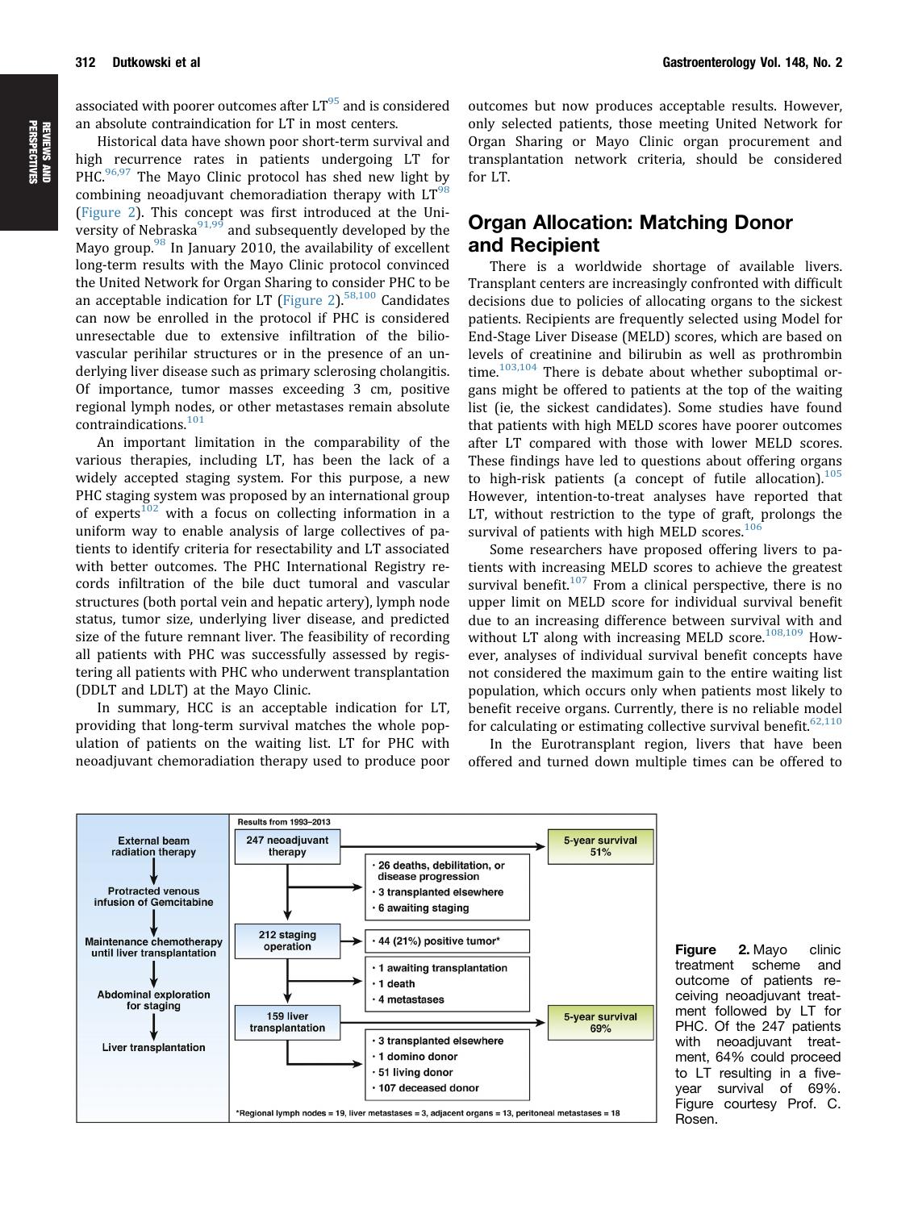associated with poorer outcomes after LT[95] and is considered an absolute contraindication for LT in most centers.

Historical data have shown poor short-term survival and high recurrence rates in patients undergoing LT for PHC.[96,97] The Mayo Clinic protocol has shed new light by combining neoadjuvant chemoradiation therapy with LT[98] (Figure 2). This concept was first introduced at the University of Nebraska[91,99] and subsequently developed by the Mayo group.[98] In January 2010, the availability of excellent long-term results with the Mayo Clinic protocol convinced the United Network for Organ Sharing to consider PHC to be an acceptable indication for LT (Figure 2).[58,100] Candidates can now be enrolled in the protocol if PHC is considered unresectable due to extensive infiltration of the bilio-vascular perihilar structures or in the presence of an underlying liver disease such as primary sclerosing cholangitis. Of importance, tumor masses exceeding 3 cm, positive regional lymph nodes, or other metastases remain absolute contraindications.[101]

An important limitation in the comparability of the various therapies, including LT, has been the lack of a widely accepted staging system. For this purpose, a new PHC staging system was proposed by an international group of experts[102] with a focus on collecting information in a uniform way to enable analysis of large collectives of patients to identify criteria for resectability and LT associated with better outcomes. The PHC International Registry records infiltration of the bile duct tumoral and vascular structures (both portal vein and hepatic artery), lymph node status, tumor size, underlying liver disease, and predicted size of the future remnant liver. The feasibility of recording all patients with PHC was successfully assessed by registering all patients with PHC who underwent transplantation (DDLT and LDLT) at the Mayo Clinic.

In summary, HCC is an acceptable indication for LT, providing that long-term survival matches the whole population of patients on the waiting list. LT for PHC with neoadjuvant chemoradiation therapy used to produce poor outcomes but now produces acceptable results. However, only selected patients, those meeting United Network for Organ Sharing or Mayo Clinic organ procurement and transplantation network criteria, should be considered for LT.

## Organ Allocation: Matching Donor and Recipient

There is a worldwide shortage of available livers. Transplant centers are increasingly confronted with difficult decisions due to policies of allocating organs to the sickest patients. Recipients are frequently selected using Model for End-Stage Liver Disease (MELD) scores, which are based on levels of creatinine and bilirubin as well as prothrombin time.[103,104] There is debate about whether suboptimal organs might be offered to patients at the top of the waiting list (ie, the sickest candidates). Some studies have found that patients with high MELD scores have poorer outcomes after LT compared with those with lower MELD scores. These findings have led to questions about offering organs to high-risk patients (a concept of futile allocation).[105] However, intention-to-treat analyses have reported that LT, without restriction to the type of graft, prolongs the survival of patients with high MELD scores.[106]

Some researchers have proposed offering livers to patients with increasing MELD scores to achieve the greatest survival benefit.[107] From a clinical perspective, there is no upper limit on MELD score for individual survival benefit due to an increasing difference between survival with and without LT along with increasing MELD score.[108,109] However, analyses of individual survival benefit concepts have not considered the maximum gain to the entire waiting list population, which occurs only when patients most likely to benefit receive organs. Currently, there is no reliable model for calculating or estimating collective survival benefit.[62,110]

In the Eurotransplant region, livers that have been offered and turned down multiple times can be offered to

Results from 1993–2013

| Treatment scheme | Patients | Outcomes / exclusions | Survival |
| --- | --- | --- | --- |
| External beam radiation therapy → Protracted venous infusion of Gemcitabine | 247 neoadjuvant therapy | • 26 deaths, debilitation, or disease progression<br>• 3 transplanted elsewhere<br>• 6 awaiting staging | 5-year survival 51% |
| Maintenance chemotherapy until liver transplantation → Abdominal exploration for staging | 212 staging operation | • 44 (21%) positive tumor*<br>• 1 awaiting transplantation<br>• 1 death<br>• 4 metastases | |
| Liver transplantation | 159 liver transplantation | • 3 transplanted elsewhere<br>• 1 domino donor<br>• 51 living donor<br>• 107 deceased donor | 5-year survival 69% |

*Regional lymph nodes = 19, liver metastases = 3, adjacent organs = 13, peritoneal metastases = 18

**Figure 2.** Mayo clinic treatment scheme and outcome of patients receiving neoadjuvant treatment followed by LT for PHC. Of the 247 patients with neoadjuvant treatment, 64% could proceed to LT resulting in a five-year survival of 69%. Figure courtesy Prof. C. Rosen.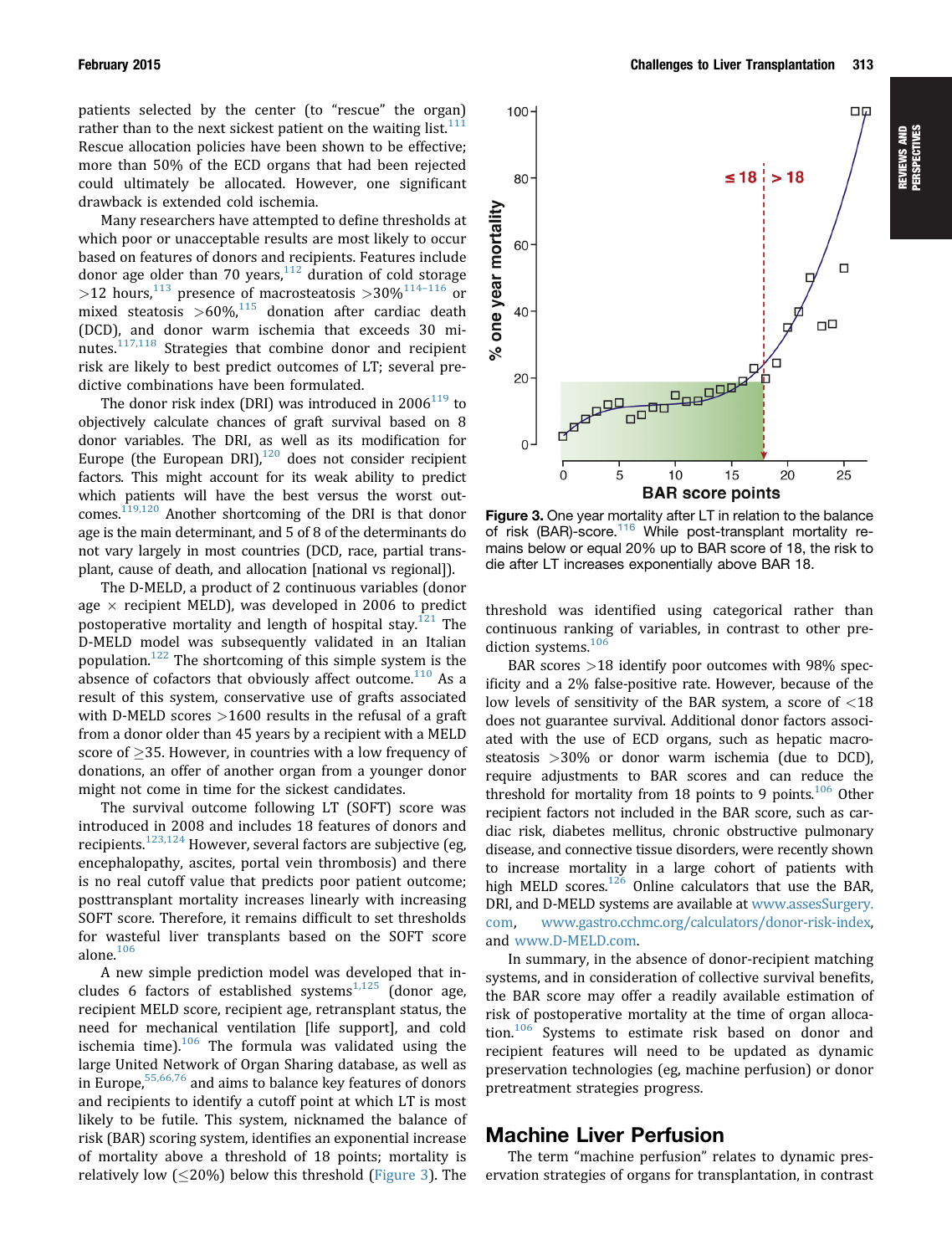patients selected by the center (to "rescue" the organ) rather than to the next sickest patient on the waiting list.[111] Rescue allocation policies have been shown to be effective; more than 50% of the ECD organs that had been rejected could ultimately be allocated. However, one significant drawback is extended cold ischemia.

Many researchers have attempted to define thresholds at which poor or unacceptable results are most likely to occur based on features of donors and recipients. Features include donor age older than 70 years,[112] duration of cold storage >12 hours,[113] presence of macrosteatosis >30%[114–116] or mixed steatosis >60%,[115] donation after cardiac death (DCD), and donor warm ischemia that exceeds 30 minutes.[117,118] Strategies that combine donor and recipient risk are likely to best predict outcomes of LT; several predictive combinations have been formulated.

The donor risk index (DRI) was introduced in 2006[119] to objectively calculate chances of graft survival based on 8 donor variables. The DRI, as well as its modification for Europe (the European DRI),[120] does not consider recipient factors. This might account for its weak ability to predict which patients will have the best versus the worst outcomes.[119,120] Another shortcoming of the DRI is that donor age is the main determinant, and 5 of 8 of the determinants do not vary largely in most countries (DCD, race, partial transplant, cause of death, and allocation [national vs regional]).

The D-MELD, a product of 2 continuous variables (donor age × recipient MELD), was developed in 2006 to predict postoperative mortality and length of hospital stay.[121] The D-MELD model was subsequently validated in an Italian population.[122] The shortcoming of this simple system is the absence of cofactors that obviously affect outcome.[110] As a result of this system, conservative use of grafts associated with D-MELD scores >1600 results in the refusal of a graft from a donor older than 45 years by a recipient with a MELD score of ≥35. However, in countries with a low frequency of donations, an offer of another organ from a younger donor might not come in time for the sickest candidates.

The survival outcome following LT (SOFT) score was introduced in 2008 and includes 18 features of donors and recipients.[123,124] However, several factors are subjective (eg, encephalopathy, ascites, portal vein thrombosis) and there is no real cutoff value that predicts poor patient outcome; posttransplant mortality increases linearly with increasing SOFT score. Therefore, it remains difficult to set thresholds for wasteful liver transplants based on the SOFT score alone.[106]

A new simple prediction model was developed that includes 6 factors of established systems[1,125] (donor age, recipient MELD score, recipient age, retransplant status, the need for mechanical ventilation [life support], and cold ischemia time).[106] The formula was validated using the large United Network of Organ Sharing database, as well as in Europe,[55,66,76] and aims to balance key features of donors and recipients to identify a cutoff point at which LT is most likely to be futile. This system, nicknamed the balance of risk (BAR) scoring system, identifies an exponential increase of mortality above a threshold of 18 points; mortality is relatively low (≤20%) below this threshold (Figure 3). The threshold was identified using categorical rather than continuous ranking of variables, in contrast to other prediction systems.[106]

**Figure 3.** One year mortality after LT in relation to the balance of risk (BAR)-score.[116] While post-transplant mortality remains below or equal 20% up to BAR score of 18, the risk to die after LT increases exponentially above BAR 18.

BAR scores >18 identify poor outcomes with 98% specificity and a 2% false-positive rate. However, because of the low levels of sensitivity of the BAR system, a score of <18 does not guarantee survival. Additional donor factors associated with the use of ECD organs, such as hepatic macrosteatosis >30% or donor warm ischemia (due to DCD), require adjustments to BAR scores and can reduce the threshold for mortality from 18 points to 9 points.[106] Other recipient factors not included in the BAR score, such as cardiac risk, diabetes mellitus, chronic obstructive pulmonary disease, and connective tissue disorders, were recently shown to increase mortality in a large cohort of patients with high MELD scores.[126] Online calculators that use the BAR, DRI, and D-MELD systems are available at www.assesSurgery.com, www.gastro.cchmc.org/calculators/donor-risk-index, and www.D-MELD.com.

In summary, in the absence of donor-recipient matching systems, and in consideration of collective survival benefits, the BAR score may offer a readily available estimation of risk of postoperative mortality at the time of organ allocation.[106] Systems to estimate risk based on donor and recipient features will need to be updated as dynamic preservation technologies (eg, machine perfusion) or donor pretreatment strategies progress.

## Machine Liver Perfusion

The term "machine perfusion" relates to dynamic preservation strategies of organs for transplantation, in contrast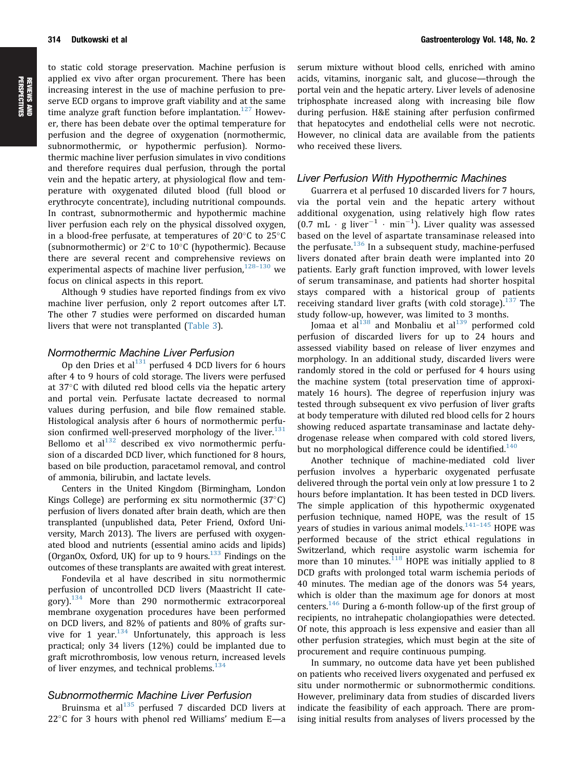to static cold storage preservation. Machine perfusion is applied ex vivo after organ procurement. There has been increasing interest in the use of machine perfusion to preserve ECD organs to improve graft viability and at the same time analyze graft function before implantation.[127] However, there has been debate over the optimal temperature for perfusion and the degree of oxygenation (normothermic, subnormothermic, or hypothermic perfusion). Normothermic machine liver perfusion simulates in vivo conditions and therefore requires dual perfusion, through the portal vein and the hepatic artery, at physiological flow and temperature with oxygenated diluted blood (full blood or erythrocyte concentrate), including nutritional compounds. In contrast, subnormothermic and hypothermic machine liver perfusion each rely on the physical dissolved oxygen, in a blood-free perfusate, at temperatures of 20°C to 25°C (subnormothermic) or 2°C to 10°C (hypothermic). Because there are several recent and comprehensive reviews on experimental aspects of machine liver perfusion,[128–130] we focus on clinical aspects in this report.

Although 9 studies have reported findings from ex vivo machine liver perfusion, only 2 report outcomes after LT. The other 7 studies were performed on discarded human livers that were not transplanted (Table 3).

### Normothermic Machine Liver Perfusion

Op den Dries et al[131] perfused 4 DCD livers for 6 hours after 4 to 9 hours of cold storage. The livers were perfused at 37°C with diluted red blood cells via the hepatic artery and portal vein. Perfusate lactate decreased to normal values during perfusion, and bile flow remained stable. Histological analysis after 6 hours of normothermic perfusion confirmed well-preserved morphology of the liver.[131] Bellomo et al[132] described ex vivo normothermic perfusion of a discarded DCD liver, which functioned for 8 hours, based on bile production, paracetamol removal, and control of ammonia, bilirubin, and lactate levels.

Centers in the United Kingdom (Birmingham, London Kings College) are performing ex situ normothermic (37°C) perfusion of livers donated after brain death, which are then transplanted (unpublished data, Peter Friend, Oxford University, March 2013). The livers are perfused with oxygenated blood and nutrients (essential amino acids and lipids) (OrganOx, Oxford, UK) for up to 9 hours.[133] Findings on the outcomes of these transplants are awaited with great interest.

Fondevila et al have described in situ normothermic perfusion of uncontrolled DCD livers (Maastricht II category).[134] More than 290 normothermic extracorporeal membrane oxygenation procedures have been performed on DCD livers, and 82% of patients and 80% of grafts survive for 1 year.[134] Unfortunately, this approach is less practical; only 34 livers (12%) could be implanted due to graft microthrombosis, low venous return, increased levels of liver enzymes, and technical problems.[134]

### Subnormothermic Machine Liver Perfusion

Bruinsma et al[135] perfused 7 discarded DCD livers at 22°C for 3 hours with phenol red Williams' medium E—a serum mixture without blood cells, enriched with amino acids, vitamins, inorganic salt, and glucose—through the portal vein and the hepatic artery. Liver levels of adenosine triphosphate increased along with increasing bile flow during perfusion. H&E staining after perfusion confirmed that hepatocytes and endothelial cells were not necrotic. However, no clinical data are available from the patients who received these livers.

### Liver Perfusion With Hypothermic Machines

Guarrera et al perfused 10 discarded livers for 7 hours, via the portal vein and the hepatic artery without additional oxygenation, using relatively high flow rates ($0.7\ mL \cdot g\ liver^{-1} \cdot min^{-1}$). Liver quality was assessed based on the level of aspartate transaminase released into the perfusate.[136] In a subsequent study, machine-perfused livers donated after brain death were implanted into 20 patients. Early graft function improved, with lower levels of serum transaminase, and patients had shorter hospital stays compared with a historical group of patients receiving standard liver grafts (with cold storage).[137] The study follow-up, however, was limited to 3 months.

Jomaa et al[138] and Monbaliu et al[139] performed cold perfusion of discarded livers for up to 24 hours and assessed viability based on release of liver enzymes and morphology. In an additional study, discarded livers were randomly stored in the cold or perfused for 4 hours using the machine system (total preservation time of approximately 16 hours). The degree of reperfusion injury was tested through subsequent ex vivo perfusion of liver grafts at body temperature with diluted red blood cells for 2 hours showing reduced aspartate transaminase and lactate dehydrogenase release when compared with cold stored livers, but no morphological difference could be identified.[140]

Another technique of machine-mediated cold liver perfusion involves a hyperbaric oxygenated perfusate delivered through the portal vein only at low pressure 1 to 2 hours before implantation. It has been tested in DCD livers. The simple application of this hypothermic oxygenated perfusion technique, named HOPE, was the result of 15 years of studies in various animal models.[141–145] HOPE was performed because of the strict ethical regulations in Switzerland, which require asystolic warm ischemia for more than 10 minutes.[118] HOPE was initially applied to 8 DCD grafts with prolonged total warm ischemia periods of 40 minutes. The median age of the donors was 54 years, which is older than the maximum age for donors at most centers.[146] During a 6-month follow-up of the first group of recipients, no intrahepatic cholangiopathies were detected. Of note, this approach is less expensive and easier than all other perfusion strategies, which must begin at the site of procurement and require continuous pumping.

In summary, no outcome data have yet been published on patients who received livers oxygenated and perfused ex situ under normothermic or subnormothermic conditions. However, preliminary data from studies of discarded livers indicate the feasibility of each approach. There are promising initial results from analyses of livers processed by the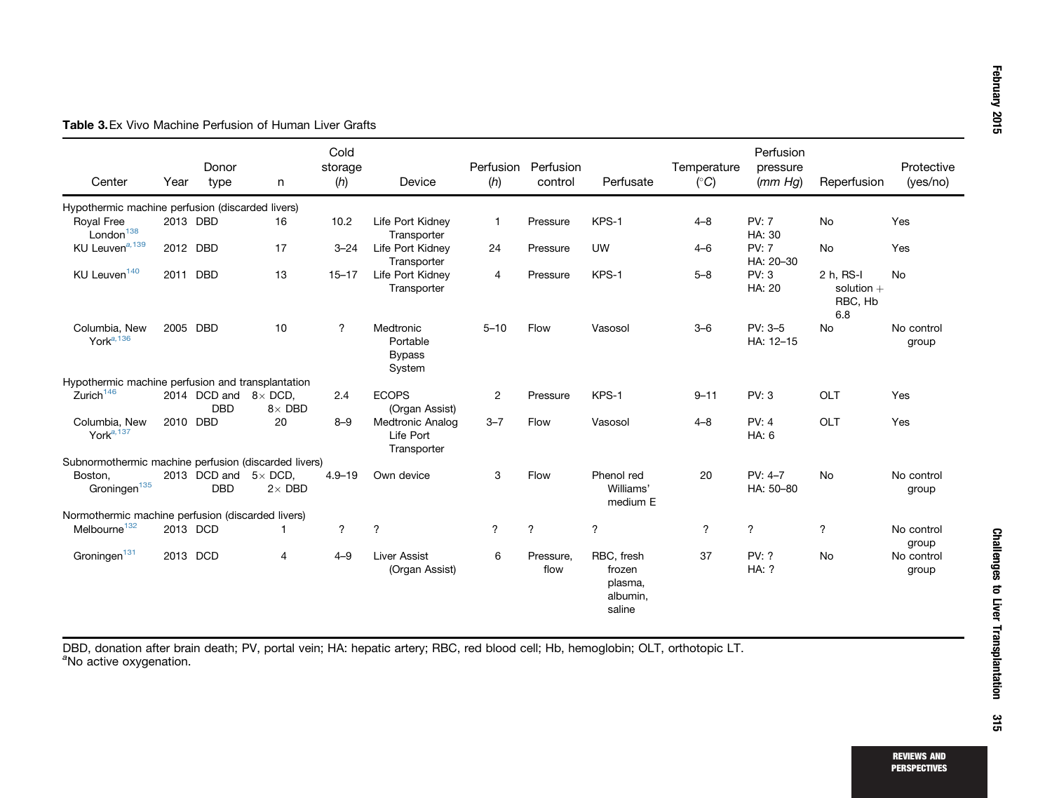**Table 3.** Ex Vivo Machine Perfusion of Human Liver Grafts

| Center | Year | Donor type | n | Cold storage (*h*) | Device | Perfusion (*h*) | Perfusion control | Perfusate | Temperature (°*C*) | Perfusion pressure (*mm Hg*) | Reperfusion | Protective (yes/no) |
|---|---|---|---|---|---|---|---|---|---|---|---|---|
| Hypothermic machine perfusion (discarded livers) | | | | | | | | | | | | |
| Royal Free London[138] | 2013 | DBD | 16 | 10.2 | Life Port Kidney Transporter | 1 | Pressure | KPS-1 | 4–8 | PV: 7 HA: 30 | No | Yes |
| KU Leuven[a,139] | 2012 | DBD | 17 | 3–24 | Life Port Kidney Transporter | 24 | Pressure | UW | 4–6 | PV: 7 HA: 20–30 | No | Yes |
| KU Leuven[140] | 2011 | DBD | 13 | 15–17 | Life Port Kidney Transporter | 4 | Pressure | KPS-1 | 5–8 | PV: 3 HA: 20 | 2 h, RS-I solution + RBC, Hb 6.8 | No |
| Columbia, New York[a,136] | 2005 | DBD | 10 | ? | Medtronic Portable Bypass System | 5–10 | Flow | Vasosol | 3–6 | PV: 3–5 HA: 12–15 | No | No control group |
| Hypothermic machine perfusion and transplantation | | | | | | | | | | | | |
| Zurich[146] | 2014 | DCD and DBD | 8× DCD, 8× DBD | 2.4 | ECOPS (Organ Assist) | 2 | Pressure | KPS-1 | 9–11 | PV: 3 | OLT | Yes |
| Columbia, New York[a,137] | 2010 | DBD | 20 | 8–9 | Medtronic Analog Life Port Transporter | 3–7 | Flow | Vasosol | 4–8 | PV: 4 HA: 6 | OLT | Yes |
| Subnormothermic machine perfusion (discarded livers) | | | | | | | | | | | | |
| Boston, Groningen[135] | 2013 | DCD and DBD | 5× DCD, 2× DBD | 4.9–19 | Own device | 3 | Flow | Phenol red Williams' medium E | 20 | PV: 4–7 HA: 50–80 | No | No control group |
| Normothermic machine perfusion (discarded livers) | | | | | | | | | | | | |
| Melbourne[132] | 2013 | DCD | 1 | ? | ? | ? | ? | ? | ? | ? | ? | No control group |
| Groningen[131] | 2013 | DCD | 4 | 4–9 | Liver Assist (Organ Assist) | 6 | Pressure, flow | RBC, fresh frozen plasma, albumin, saline | 37 | PV: ? HA: ? | No | No control group |

DBD, donation after brain death; PV, portal vein; HA: hepatic artery; RBC, red blood cell; Hb, hemoglobin; OLT, orthotopic LT.
[a]No active oxygenation.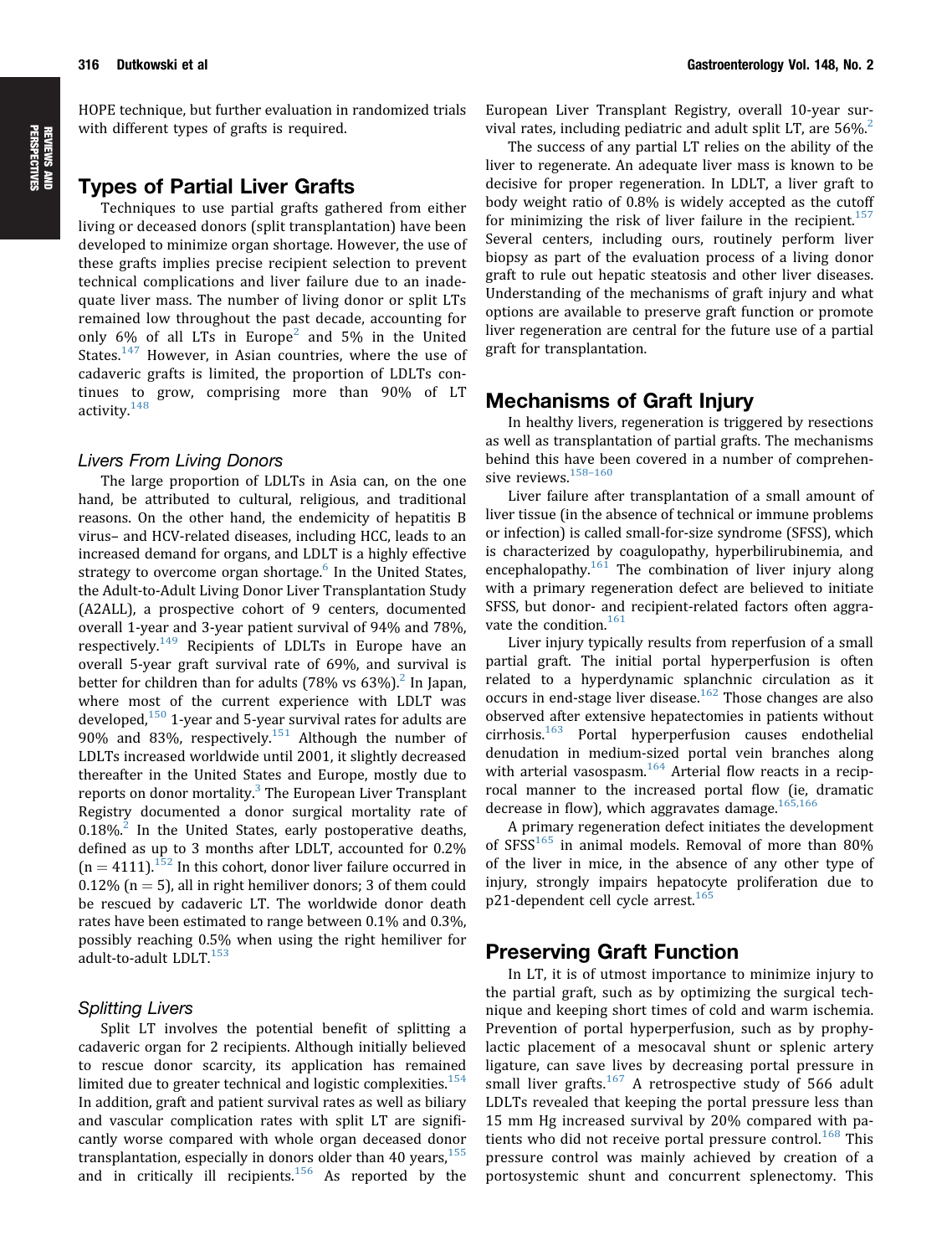HOPE technique, but further evaluation in randomized trials with different types of grafts is required.

## Types of Partial Liver Grafts

Techniques to use partial grafts gathered from either living or deceased donors (split transplantation) have been developed to minimize organ shortage. However, the use of these grafts implies precise recipient selection to prevent technical complications and liver failure due to an inadequate liver mass. The number of living donor or split LTs remained low throughout the past decade, accounting for only 6% of all LTs in Europe[2] and 5% in the United States.[147] However, in Asian countries, where the use of cadaveric grafts is limited, the proportion of LDLTs continues to grow, comprising more than 90% of LT activity.[148]

### *Livers From Living Donors*

The large proportion of LDLTs in Asia can, on the one hand, be attributed to cultural, religious, and traditional reasons. On the other hand, the endemicity of hepatitis B virus– and HCV-related diseases, including HCC, leads to an increased demand for organs, and LDLT is a highly effective strategy to overcome organ shortage.[6] In the United States, the Adult-to-Adult Living Donor Liver Transplantation Study (A2ALL), a prospective cohort of 9 centers, documented overall 1-year and 3-year patient survival of 94% and 78%, respectively.[149] Recipients of LDLTs in Europe have an overall 5-year graft survival rate of 69%, and survival is better for children than for adults (78% vs 63%).[2] In Japan, where most of the current experience with LDLT was developed,[150] 1-year and 5-year survival rates for adults are 90% and 83%, respectively.[151] Although the number of LDLTs increased worldwide until 2001, it slightly decreased thereafter in the United States and Europe, mostly due to reports on donor mortality.[3] The European Liver Transplant Registry documented a donor surgical mortality rate of 0.18%.[2] In the United States, early postoperative deaths, defined as up to 3 months after LDLT, accounted for 0.2% (n = 4111).[152] In this cohort, donor liver failure occurred in 0.12% (n = 5), all in right hemiliver donors; 3 of them could be rescued by cadaveric LT. The worldwide donor death rates have been estimated to range between 0.1% and 0.3%, possibly reaching 0.5% when using the right hemiliver for adult-to-adult LDLT.[153]

### *Splitting Livers*

Split LT involves the potential benefit of splitting a cadaveric organ for 2 recipients. Although initially believed to rescue donor scarcity, its application has remained limited due to greater technical and logistic complexities.[154] In addition, graft and patient survival rates as well as biliary and vascular complication rates with split LT are significantly worse compared with whole organ deceased donor transplantation, especially in donors older than 40 years,[155] and in critically ill recipients.[156] As reported by the European Liver Transplant Registry, overall 10-year survival rates, including pediatric and adult split LT, are 56%.[2]

The success of any partial LT relies on the ability of the liver to regenerate. An adequate liver mass is known to be decisive for proper regeneration. In LDLT, a liver graft to body weight ratio of 0.8% is widely accepted as the cutoff for minimizing the risk of liver failure in the recipient.[157] Several centers, including ours, routinely perform liver biopsy as part of the evaluation process of a living donor graft to rule out hepatic steatosis and other liver diseases. Understanding of the mechanisms of graft injury and what options are available to preserve graft function or promote liver regeneration are central for the future use of a partial graft for transplantation.

## Mechanisms of Graft Injury

In healthy livers, regeneration is triggered by resections as well as transplantation of partial grafts. The mechanisms behind this have been covered in a number of comprehensive reviews.[158–160]

Liver failure after transplantation of a small amount of liver tissue (in the absence of technical or immune problems or infection) is called small-for-size syndrome (SFSS), which is characterized by coagulopathy, hyperbilirubinemia, and encephalopathy.[161] The combination of liver injury along with a primary regeneration defect are believed to initiate SFSS, but donor- and recipient-related factors often aggravate the condition.[161]

Liver injury typically results from reperfusion of a small partial graft. The initial portal hyperperfusion is often related to a hyperdynamic splanchnic circulation as it occurs in end-stage liver disease.[162] Those changes are also observed after extensive hepatectomies in patients without cirrhosis.[163] Portal hyperperfusion causes endothelial denudation in medium-sized portal vein branches along with arterial vasospasm.[164] Arterial flow reacts in a reciprocal manner to the increased portal flow (ie, dramatic decrease in flow), which aggravates damage.[165,166]

A primary regeneration defect initiates the development of SFSS[165] in animal models. Removal of more than 80% of the liver in mice, in the absence of any other type of injury, strongly impairs hepatocyte proliferation due to p21-dependent cell cycle arrest.[165]

## Preserving Graft Function

In LT, it is of utmost importance to minimize injury to the partial graft, such as by optimizing the surgical technique and keeping short times of cold and warm ischemia. Prevention of portal hyperperfusion, such as by prophylactic placement of a mesocaval shunt or splenic artery ligature, can save lives by decreasing portal pressure in small liver grafts.[167] A retrospective study of 566 adult LDLTs revealed that keeping the portal pressure less than 15 mm Hg increased survival by 20% compared with patients who did not receive portal pressure control.[168] This pressure control was mainly achieved by creation of a portosystemic shunt and concurrent splenectomy. This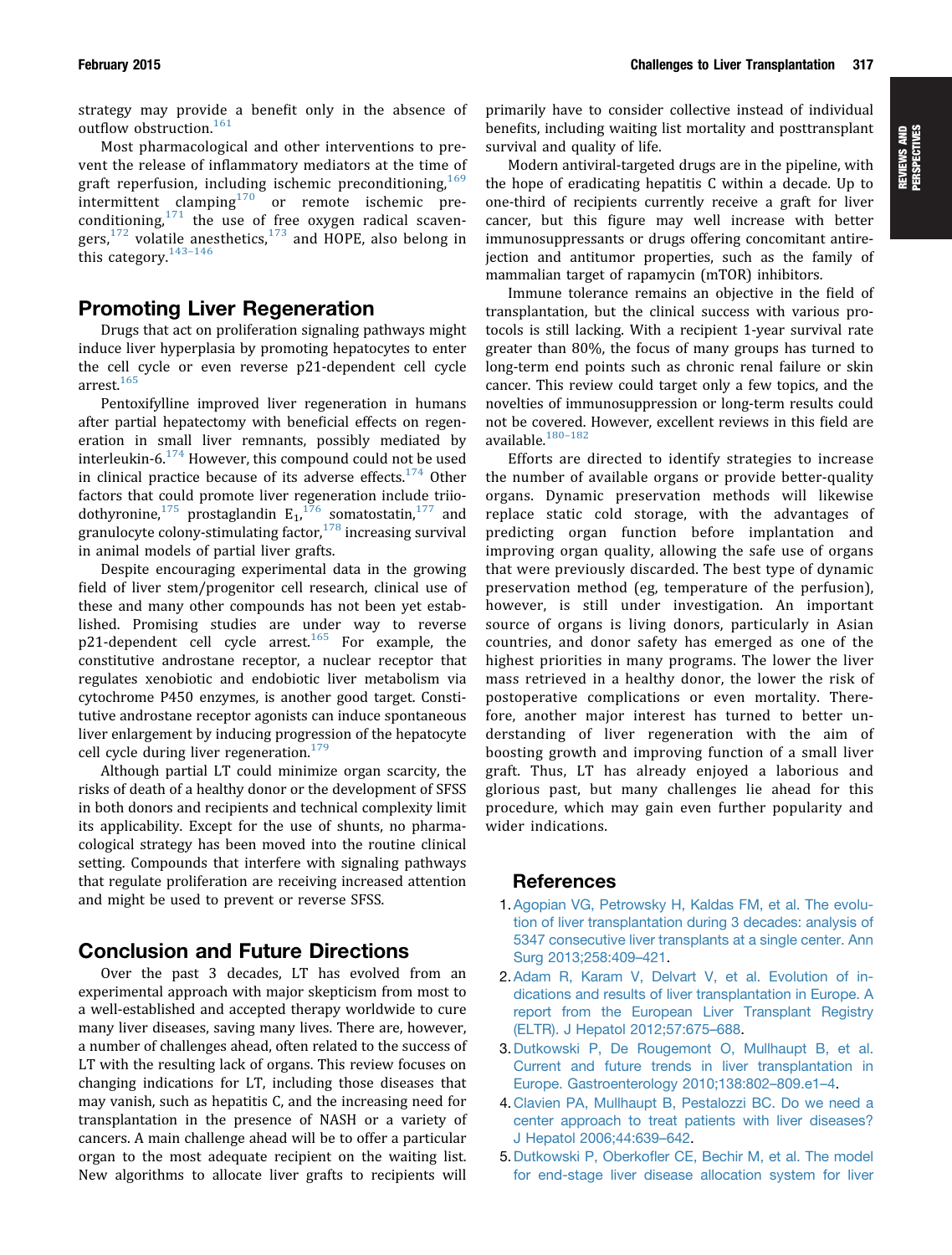strategy may provide a benefit only in the absence of outflow obstruction.[161]

Most pharmacological and other interventions to prevent the release of inflammatory mediators at the time of graft reperfusion, including ischemic preconditioning,[169] intermittent clamping[170] or remote ischemic preconditioning,[171] the use of free oxygen radical scavengers,[172] volatile anesthetics,[173] and HOPE, also belong in this category.[143–146]

## Promoting Liver Regeneration

Drugs that act on proliferation signaling pathways might induce liver hyperplasia by promoting hepatocytes to enter the cell cycle or even reverse p21-dependent cell cycle arrest.[165]

Pentoxifylline improved liver regeneration in humans after partial hepatectomy with beneficial effects on regeneration in small liver remnants, possibly mediated by interleukin-6.[174] However, this compound could not be used in clinical practice because of its adverse effects.[174] Other factors that could promote liver regeneration include triiodothyronine,[175] prostaglandin $E_1$,[176] somatostatin,[177] and granulocyte colony-stimulating factor,[178] increasing survival in animal models of partial liver grafts.

Despite encouraging experimental data in the growing field of liver stem/progenitor cell research, clinical use of these and many other compounds has not been yet established. Promising studies are under way to reverse p21-dependent cell cycle arrest.[165] For example, the constitutive androstane receptor, a nuclear receptor that regulates xenobiotic and endobiotic liver metabolism via cytochrome P450 enzymes, is another good target. Constitutive androstane receptor agonists can induce spontaneous liver enlargement by inducing progression of the hepatocyte cell cycle during liver regeneration.[179]

Although partial LT could minimize organ scarcity, the risks of death of a healthy donor or the development of SFSS in both donors and recipients and technical complexity limit its applicability. Except for the use of shunts, no pharmacological strategy has been moved into the routine clinical setting. Compounds that interfere with signaling pathways that regulate proliferation are receiving increased attention and might be used to prevent or reverse SFSS.

## Conclusion and Future Directions

Over the past 3 decades, LT has evolved from an experimental approach with major skepticism from most to a well-established and accepted therapy worldwide to cure many liver diseases, saving many lives. There are, however, a number of challenges ahead, often related to the success of LT with the resulting lack of organs. This review focuses on changing indications for LT, including those diseases that may vanish, such as hepatitis C, and the increasing need for transplantation in the presence of NASH or a variety of cancers. A main challenge ahead will be to offer a particular organ to the most adequate recipient on the waiting list. New algorithms to allocate liver grafts to recipients will primarily have to consider collective instead of individual benefits, including waiting list mortality and posttransplant survival and quality of life.

Modern antiviral-targeted drugs are in the pipeline, with the hope of eradicating hepatitis C within a decade. Up to one-third of recipients currently receive a graft for liver cancer, but this figure may well increase with better immunosuppressants or drugs offering concomitant antirejection and antitumor properties, such as the family of mammalian target of rapamycin (mTOR) inhibitors.

Immune tolerance remains an objective in the field of transplantation, but the clinical success with various protocols is still lacking. With a recipient 1-year survival rate greater than 80%, the focus of many groups has turned to long-term end points such as chronic renal failure or skin cancer. This review could target only a few topics, and the novelties of immunosuppression or long-term results could not be covered. However, excellent reviews in this field are available.[180–182]

Efforts are directed to identify strategies to increase the number of available organs or provide better-quality organs. Dynamic preservation methods will likewise replace static cold storage, with the advantages of predicting organ function before implantation and improving organ quality, allowing the safe use of organs that were previously discarded. The best type of dynamic preservation method (eg, temperature of the perfusion), however, is still under investigation. An important source of organs is living donors, particularly in Asian countries, and donor safety has emerged as one of the highest priorities in many programs. The lower the liver mass retrieved in a healthy donor, the lower the risk of postoperative complications or even mortality. Therefore, another major interest has turned to better understanding of liver regeneration with the aim of boosting growth and improving function of a small liver graft. Thus, LT has already enjoyed a laborious and glorious past, but many challenges lie ahead for this procedure, which may gain even further popularity and wider indications.

## References

1. Agopian VG, Petrowsky H, Kaldas FM, et al. The evolution of liver transplantation during 3 decades: analysis of 5347 consecutive liver transplants at a single center. Ann Surg 2013;258:409–421.
2. Adam R, Karam V, Delvart V, et al. Evolution of indications and results of liver transplantation in Europe. A report from the European Liver Transplant Registry (ELTR). J Hepatol 2012;57:675–688.
3. Dutkowski P, De Rougemont O, Mullhaupt B, et al. Current and future trends in liver transplantation in Europe. Gastroenterology 2010;138:802–809.e1–4.
4. Clavien PA, Mullhaupt B, Pestalozzi BC. Do we need a center approach to treat patients with liver diseases? J Hepatol 2006;44:639–642.
5. Dutkowski P, Oberkofler CE, Bechir M, et al. The model for end-stage liver disease allocation system for liver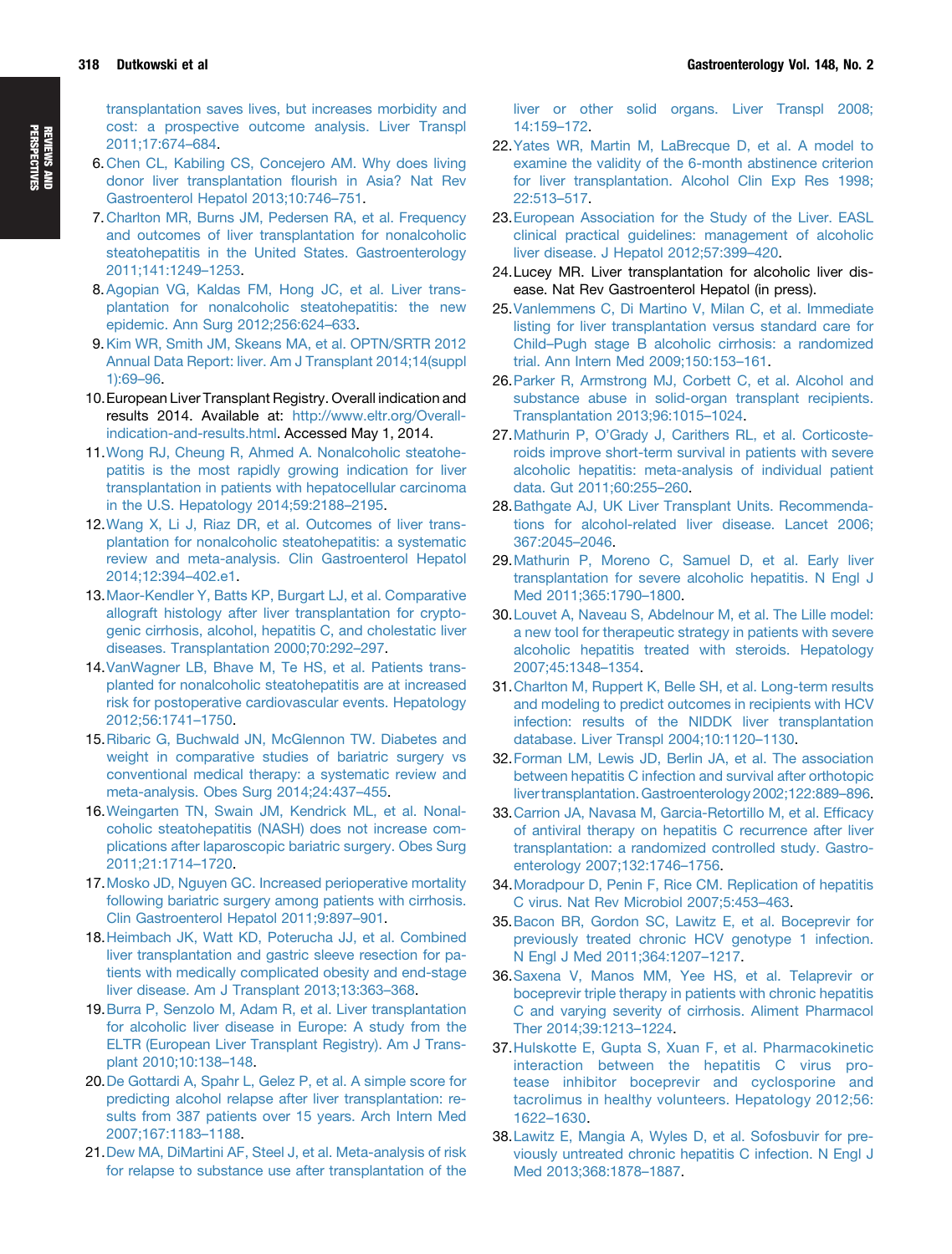transplantation saves lives, but increases morbidity and cost: a prospective outcome analysis. Liver Transpl 2011;17:674–684.

6. Chen CL, Kabiling CS, Concejero AM. Why does living donor liver transplantation flourish in Asia? Nat Rev Gastroenterol Hepatol 2013;10:746–751.
7. Charlton MR, Burns JM, Pedersen RA, et al. Frequency and outcomes of liver transplantation for nonalcoholic steatohepatitis in the United States. Gastroenterology 2011;141:1249–1253.
8. Agopian VG, Kaldas FM, Hong JC, et al. Liver transplantation for nonalcoholic steatohepatitis: the new epidemic. Ann Surg 2012;256:624–633.
9. Kim WR, Smith JM, Skeans MA, et al. OPTN/SRTR 2012 Annual Data Report: liver. Am J Transplant 2014;14(suppl 1):69–96.
10. European Liver Transplant Registry. Overall indication and results 2014. Available at: http://www.eltr.org/Overall-indication-and-results.html. Accessed May 1, 2014.
11. Wong RJ, Cheung R, Ahmed A. Nonalcoholic steatohepatitis is the most rapidly growing indication for liver transplantation in patients with hepatocellular carcinoma in the U.S. Hepatology 2014;59:2188–2195.
12. Wang X, Li J, Riaz DR, et al. Outcomes of liver transplantation for nonalcoholic steatohepatitis: a systematic review and meta-analysis. Clin Gastroenterol Hepatol 2014;12:394–402.e1.
13. Maor-Kendler Y, Batts KP, Burgart LJ, et al. Comparative allograft histology after liver transplantation for cryptogenic cirrhosis, alcohol, hepatitis C, and cholestatic liver diseases. Transplantation 2000;70:292–297.
14. VanWagner LB, Bhave M, Te HS, et al. Patients transplanted for nonalcoholic steatohepatitis are at increased risk for postoperative cardiovascular events. Hepatology 2012;56:1741–1750.
15. Ribaric G, Buchwald JN, McGlennon TW. Diabetes and weight in comparative studies of bariatric surgery vs conventional medical therapy: a systematic review and meta-analysis. Obes Surg 2014;24:437–455.
16. Weingarten TN, Swain JM, Kendrick ML, et al. Nonalcoholic steatohepatitis (NASH) does not increase complications after laparoscopic bariatric surgery. Obes Surg 2011;21:1714–1720.
17. Mosko JD, Nguyen GC. Increased perioperative mortality following bariatric surgery among patients with cirrhosis. Clin Gastroenterol Hepatol 2011;9:897–901.
18. Heimbach JK, Watt KD, Poterucha JJ, et al. Combined liver transplantation and gastric sleeve resection for patients with medically complicated obesity and end-stage liver disease. Am J Transplant 2013;13:363–368.
19. Burra P, Senzolo M, Adam R, et al. Liver transplantation for alcoholic liver disease in Europe: A study from the ELTR (European Liver Transplant Registry). Am J Transplant 2010;10:138–148.
20. De Gottardi A, Spahr L, Gelez P, et al. A simple score for predicting alcohol relapse after liver transplantation: results from 387 patients over 15 years. Arch Intern Med 2007;167:1183–1188.
21. Dew MA, DiMartini AF, Steel J, et al. Meta-analysis of risk for relapse to substance use after transplantation of the liver or other solid organs. Liver Transpl 2008;14:159–172.
22. Yates WR, Martin M, LaBrecque D, et al. A model to examine the validity of the 6-month abstinence criterion for liver transplantation. Alcohol Clin Exp Res 1998;22:513–517.
23. European Association for the Study of the Liver. EASL clinical practical guidelines: management of alcoholic liver disease. J Hepatol 2012;57:399–420.
24. Lucey MR. Liver transplantation for alcoholic liver disease. Nat Rev Gastroenterol Hepatol (in press).
25. Vanlemmens C, Di Martino V, Milan C, et al. Immediate listing for liver transplantation versus standard care for Child–Pugh stage B alcoholic cirrhosis: a randomized trial. Ann Intern Med 2009;150:153–161.
26. Parker R, Armstrong MJ, Corbett C, et al. Alcohol and substance abuse in solid-organ transplant recipients. Transplantation 2013;96:1015–1024.
27. Mathurin P, O'Grady J, Carithers RL, et al. Corticosteroids improve short-term survival in patients with severe alcoholic hepatitis: meta-analysis of individual patient data. Gut 2011;60:255–260.
28. Bathgate AJ, UK Liver Transplant Units. Recommendations for alcohol-related liver disease. Lancet 2006;367:2045–2046.
29. Mathurin P, Moreno C, Samuel D, et al. Early liver transplantation for severe alcoholic hepatitis. N Engl J Med 2011;365:1790–1800.
30. Louvet A, Naveau S, Abdelnour M, et al. The Lille model: a new tool for therapeutic strategy in patients with severe alcoholic hepatitis treated with steroids. Hepatology 2007;45:1348–1354.
31. Charlton M, Ruppert K, Belle SH, et al. Long-term results and modeling to predict outcomes in recipients with HCV infection: results of the NIDDK liver transplantation database. Liver Transpl 2004;10:1120–1130.
32. Forman LM, Lewis JD, Berlin JA, et al. The association between hepatitis C infection and survival after orthotopic liver transplantation. Gastroenterology 2002;122:889–896.
33. Carrion JA, Navasa M, Garcia-Retortillo M, et al. Efficacy of antiviral therapy on hepatitis C recurrence after liver transplantation: a randomized controlled study. Gastroenterology 2007;132:1746–1756.
34. Moradpour D, Penin F, Rice CM. Replication of hepatitis C virus. Nat Rev Microbiol 2007;5:453–463.
35. Bacon BR, Gordon SC, Lawitz E, et al. Boceprevir for previously treated chronic HCV genotype 1 infection. N Engl J Med 2011;364:1207–1217.
36. Saxena V, Manos MM, Yee HS, et al. Telaprevir or boceprevir triple therapy in patients with chronic hepatitis C and varying severity of cirrhosis. Aliment Pharmacol Ther 2014;39:1213–1224.
37. Hulskotte E, Gupta S, Xuan F, et al. Pharmacokinetic interaction between the hepatitis C virus protease inhibitor boceprevir and cyclosporine and tacrolimus in healthy volunteers. Hepatology 2012;56:1622–1630.
38. Lawitz E, Mangia A, Wyles D, et al. Sofosbuvir for previously untreated chronic hepatitis C infection. N Engl J Med 2013;368:1878–1887.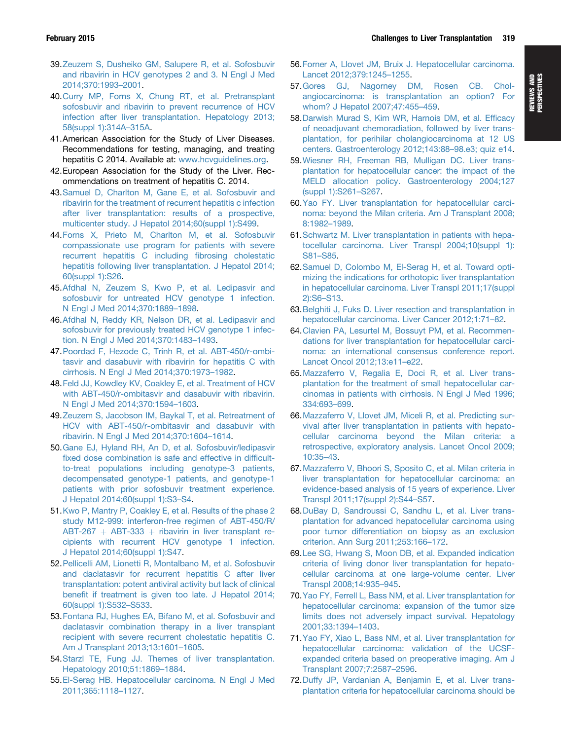39. Zeuzem S, Dusheiko GM, Salupere R, et al. Sofosbuvir and ribavirin in HCV genotypes 2 and 3. N Engl J Med 2014;370:1993–2001.
40. Curry MP, Forns X, Chung RT, et al. Pretransplant sofosbuvir and ribavirin to prevent recurrence of HCV infection after liver transplantation. Hepatology 2013; 58(suppl 1):314A–315A.
41. American Association for the Study of Liver Diseases. Recommendations for testing, managing, and treating hepatitis C 2014. Available at: www.hcvguidelines.org.
42. European Association for the Study of the Liver. Recommendations on treatment of hepatitis C. 2014.
43. Samuel D, Charlton M, Gane E, et al. Sofosbuvir and ribavirin for the treatment of recurrent hepatitis c infection after liver transplantation: results of a prospective, multicenter study. J Hepatol 2014;60(suppl 1):S499.
44. Forns X, Prieto M, Charlton M, et al. Sofosbuvir compassionate use program for patients with severe recurrent hepatitis C including fibrosing cholestatic hepatitis following liver transplantation. J Hepatol 2014; 60(suppl 1):S26.
45. Afdhal N, Zeuzem S, Kwo P, et al. Ledipasvir and sofosbuvir for untreated HCV genotype 1 infection. N Engl J Med 2014;370:1889–1898.
46. Afdhal N, Reddy KR, Nelson DR, et al. Ledipasvir and sofosbuvir for previously treated HCV genotype 1 infection. N Engl J Med 2014;370:1483–1493.
47. Poordad F, Hezode C, Trinh R, et al. ABT-450/r-ombitasvir and dasabuvir with ribavirin for hepatitis C with cirrhosis. N Engl J Med 2014;370:1973–1982.
48. Feld JJ, Kowdley KV, Coakley E, et al. Treatment of HCV with ABT-450/r-ombitasvir and dasabuvir with ribavirin. N Engl J Med 2014;370:1594–1603.
49. Zeuzem S, Jacobson IM, Baykal T, et al. Retreatment of HCV with ABT-450/r-ombitasvir and dasabuvir with ribavirin. N Engl J Med 2014;370:1604–1614.
50. Gane EJ, Hyland RH, An D, et al. Sofosbuvir/ledipasvir fixed dose combination is safe and effective in difficult-to-treat populations including genotype-3 patients, decompensated genotype-1 patients, and genotype-1 patients with prior sofosbuvir treatment experience. J Hepatol 2014;60(suppl 1):S3–S4.
51. Kwo P, Mantry P, Coakley E, et al. Results of the phase 2 study M12-999: interferon-free regimen of ABT-450/R/ABT-267 + ABT-333 + ribavirin in liver transplant recipients with recurrent HCV genotype 1 infection. J Hepatol 2014;60(suppl 1):S47.
52. Pellicelli AM, Lionetti R, Montalbano M, et al. Sofosbuvir and daclatasvir for recurrent hepatitis C after liver transplantation: potent antiviral activity but lack of clinical benefit if treatment is given too late. J Hepatol 2014; 60(suppl 1):S532–S533.
53. Fontana RJ, Hughes EA, Bifano M, et al. Sofosbuvir and daclatasvir combination therapy in a liver transplant recipient with severe recurrent cholestatic hepatitis C. Am J Transplant 2013;13:1601–1605.
54. Starzl TE, Fung JJ. Themes of liver transplantation. Hepatology 2010;51:1869–1884.
55. El-Serag HB. Hepatocellular carcinoma. N Engl J Med 2011;365:1118–1127.
56. Forner A, Llovet JM, Bruix J. Hepatocellular carcinoma. Lancet 2012;379:1245–1255.
57. Gores GJ, Nagorney DM, Rosen CB. Cholangiocarcinoma: is transplantation an option? For whom? J Hepatol 2007;47:455–459.
58. Darwish Murad S, Kim WR, Harnois DM, et al. Efficacy of neoadjuvant chemoradiation, followed by liver transplantation, for perihilar cholangiocarcinoma at 12 US centers. Gastroenterology 2012;143:88–98.e3; quiz e14.
59. Wiesner RH, Freeman RB, Mulligan DC. Liver transplantation for hepatocellular cancer: the impact of the MELD allocation policy. Gastroenterology 2004;127 (suppl 1):S261–S267.
60. Yao FY. Liver transplantation for hepatocellular carcinoma: beyond the Milan criteria. Am J Transplant 2008; 8:1982–1989.
61. Schwartz M. Liver transplantation in patients with hepatocellular carcinoma. Liver Transpl 2004;10(suppl 1): S81–S85.
62. Samuel D, Colombo M, El-Serag H, et al. Toward optimizing the indications for orthotopic liver transplantation in hepatocellular carcinoma. Liver Transpl 2011;17(suppl 2):S6–S13.
63. Belghiti J, Fuks D. Liver resection and transplantation in hepatocellular carcinoma. Liver Cancer 2012;1:71–82.
64. Clavien PA, Lesurtel M, Bossuyt PM, et al. Recommendations for liver transplantation for hepatocellular carcinoma: an international consensus conference report. Lancet Oncol 2012;13:e11–e22.
65. Mazzaferro V, Regalia E, Doci R, et al. Liver transplantation for the treatment of small hepatocellular carcinomas in patients with cirrhosis. N Engl J Med 1996; 334:693–699.
66. Mazzaferro V, Llovet JM, Miceli R, et al. Predicting survival after liver transplantation in patients with hepatocellular carcinoma beyond the Milan criteria: a retrospective, exploratory analysis. Lancet Oncol 2009; 10:35–43.
67. Mazzaferro V, Bhoori S, Sposito C, et al. Milan criteria in liver transplantation for hepatocellular carcinoma: an evidence-based analysis of 15 years of experience. Liver Transpl 2011;17(suppl 2):S44–S57.
68. DuBay D, Sandroussi C, Sandhu L, et al. Liver transplantation for advanced hepatocellular carcinoma using poor tumor differentiation on biopsy as an exclusion criterion. Ann Surg 2011;253:166–172.
69. Lee SG, Hwang S, Moon DB, et al. Expanded indication criteria of living donor liver transplantation for hepatocellular carcinoma at one large-volume center. Liver Transpl 2008;14:935–945.
70. Yao FY, Ferrell L, Bass NM, et al. Liver transplantation for hepatocellular carcinoma: expansion of the tumor size limits does not adversely impact survival. Hepatology 2001;33:1394–1403.
71. Yao FY, Xiao L, Bass NM, et al. Liver transplantation for hepatocellular carcinoma: validation of the UCSF-expanded criteria based on preoperative imaging. Am J Transplant 2007;7:2587–2596.
72. Duffy JP, Vardanian A, Benjamin E, et al. Liver transplantation criteria for hepatocellular carcinoma should be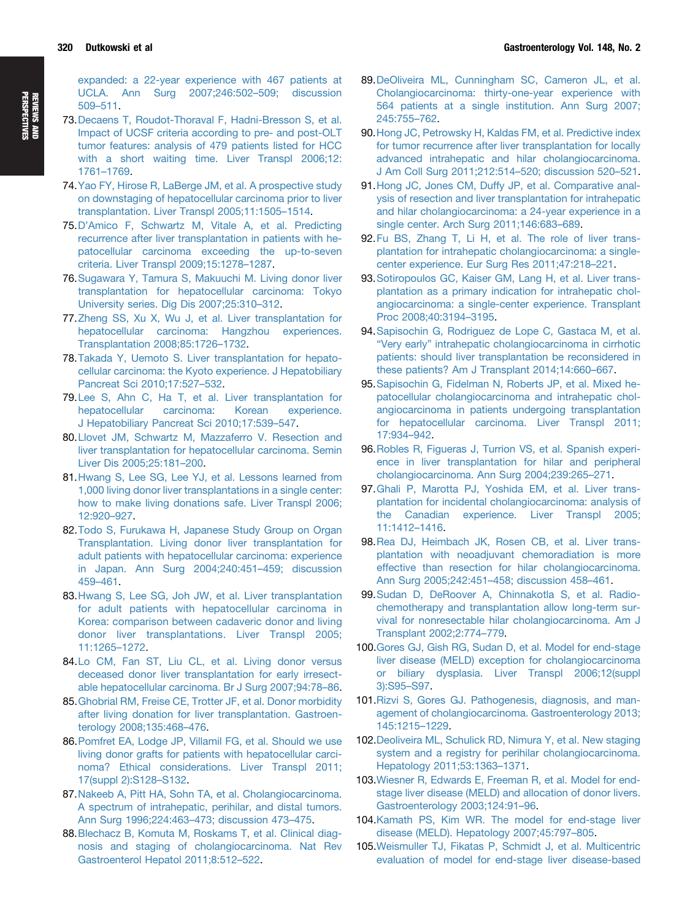expanded: a 22-year experience with 467 patients at UCLA. Ann Surg 2007;246:502–509; discussion 509–511.

73. Decaens T, Roudot-Thoraval F, Hadni-Bresson S, et al. Impact of UCSF criteria according to pre- and post-OLT tumor features: analysis of 479 patients listed for HCC with a short waiting time. Liver Transpl 2006;12:1761–1769.
74. Yao FY, Hirose R, LaBerge JM, et al. A prospective study on downstaging of hepatocellular carcinoma prior to liver transplantation. Liver Transpl 2005;11:1505–1514.
75. D'Amico F, Schwartz M, Vitale A, et al. Predicting recurrence after liver transplantation in patients with hepatocellular carcinoma exceeding the up-to-seven criteria. Liver Transpl 2009;15:1278–1287.
76. Sugawara Y, Tamura S, Makuuchi M. Living donor liver transplantation for hepatocellular carcinoma: Tokyo University series. Dig Dis 2007;25:310–312.
77. Zheng SS, Xu X, Wu J, et al. Liver transplantation for hepatocellular carcinoma: Hangzhou experiences. Transplantation 2008;85:1726–1732.
78. Takada Y, Uemoto S. Liver transplantation for hepatocellular carcinoma: the Kyoto experience. J Hepatobiliary Pancreat Sci 2010;17:527–532.
79. Lee S, Ahn C, Ha T, et al. Liver transplantation for hepatocellular carcinoma: Korean experience. J Hepatobiliary Pancreat Sci 2010;17:539–547.
80. Llovet JM, Schwartz M, Mazzaferro V. Resection and liver transplantation for hepatocellular carcinoma. Semin Liver Dis 2005;25:181–200.
81. Hwang S, Lee SG, Lee YJ, et al. Lessons learned from 1,000 living donor liver transplantations in a single center: how to make living donations safe. Liver Transpl 2006;12:920–927.
82. Todo S, Furukawa H, Japanese Study Group on Organ Transplantation. Living donor liver transplantation for adult patients with hepatocellular carcinoma: experience in Japan. Ann Surg 2004;240:451–459; discussion 459–461.
83. Hwang S, Lee SG, Joh JW, et al. Liver transplantation for adult patients with hepatocellular carcinoma in Korea: comparison between cadaveric donor and living donor liver transplantations. Liver Transpl 2005;11:1265–1272.
84. Lo CM, Fan ST, Liu CL, et al. Living donor versus deceased donor liver transplantation for early irresectable hepatocellular carcinoma. Br J Surg 2007;94:78–86.
85. Ghobrial RM, Freise CE, Trotter JF, et al. Donor morbidity after living donation for liver transplantation. Gastroenterology 2008;135:468–476.
86. Pomfret EA, Lodge JP, Villamil FG, et al. Should we use living donor grafts for patients with hepatocellular carcinoma? Ethical considerations. Liver Transpl 2011;17(suppl 2):S128–S132.
87. Nakeeb A, Pitt HA, Sohn TA, et al. Cholangiocarcinoma. A spectrum of intrahepatic, perihilar, and distal tumors. Ann Surg 1996;224:463–473; discussion 473–475.
88. Blechacz B, Komuta M, Roskams T, et al. Clinical diagnosis and staging of cholangiocarcinoma. Nat Rev Gastroenterol Hepatol 2011;8:512–522.
89. DeOliveira ML, Cunningham SC, Cameron JL, et al. Cholangiocarcinoma: thirty-one-year experience with 564 patients at a single institution. Ann Surg 2007;245:755–762.
90. Hong JC, Petrowsky H, Kaldas FM, et al. Predictive index for tumor recurrence after liver transplantation for locally advanced intrahepatic and hilar cholangiocarcinoma. J Am Coll Surg 2011;212:514–520; discussion 520–521.
91. Hong JC, Jones CM, Duffy JP, et al. Comparative analysis of resection and liver transplantation for intrahepatic and hilar cholangiocarcinoma: a 24-year experience in a single center. Arch Surg 2011;146:683–689.
92. Fu BS, Zhang T, Li H, et al. The role of liver transplantation for intrahepatic cholangiocarcinoma: a single-center experience. Eur Surg Res 2011;47:218–221.
93. Sotiropoulos GC, Kaiser GM, Lang H, et al. Liver transplantation as a primary indication for intrahepatic cholangiocarcinoma: a single-center experience. Transplant Proc 2008;40:3194–3195.
94. Sapisochin G, Rodriguez de Lope C, Gastaca M, et al. "Very early" intrahepatic cholangiocarcinoma in cirrhotic patients: should liver transplantation be reconsidered in these patients? Am J Transplant 2014;14:660–667.
95. Sapisochin G, Fidelman N, Roberts JP, et al. Mixed hepatocellular cholangiocarcinoma and intrahepatic cholangiocarcinoma in patients undergoing transplantation for hepatocellular carcinoma. Liver Transpl 2011;17:934–942.
96. Robles R, Figueras J, Turrion VS, et al. Spanish experience in liver transplantation for hilar and peripheral cholangiocarcinoma. Ann Surg 2004;239:265–271.
97. Ghali P, Marotta PJ, Yoshida EM, et al. Liver transplantation for incidental cholangiocarcinoma: analysis of the Canadian experience. Liver Transpl 2005;11:1412–1416.
98. Rea DJ, Heimbach JK, Rosen CB, et al. Liver transplantation with neoadjuvant chemoradiation is more effective than resection for hilar cholangiocarcinoma. Ann Surg 2005;242:451–458; discussion 458–461.
99. Sudan D, DeRoover A, Chinnakotla S, et al. Radiochemotherapy and transplantation allow long-term survival for nonresectable hilar cholangiocarcinoma. Am J Transplant 2002;2:774–779.
100. Gores GJ, Gish RG, Sudan D, et al. Model for end-stage liver disease (MELD) exception for cholangiocarcinoma or biliary dysplasia. Liver Transpl 2006;12(suppl 3):S95–S97.
101. Rizvi S, Gores GJ. Pathogenesis, diagnosis, and management of cholangiocarcinoma. Gastroenterology 2013;145:1215–1229.
102. Deoliveira ML, Schulick RD, Nimura Y, et al. New staging system and a registry for perihilar cholangiocarcinoma. Hepatology 2011;53:1363–1371.
103. Wiesner R, Edwards E, Freeman R, et al. Model for end-stage liver disease (MELD) and allocation of donor livers. Gastroenterology 2003;124:91–96.
104. Kamath PS, Kim WR. The model for end-stage liver disease (MELD). Hepatology 2007;45:797–805.
105. Weismuller TJ, Fikatas P, Schmidt J, et al. Multicentric evaluation of model for end-stage liver disease-based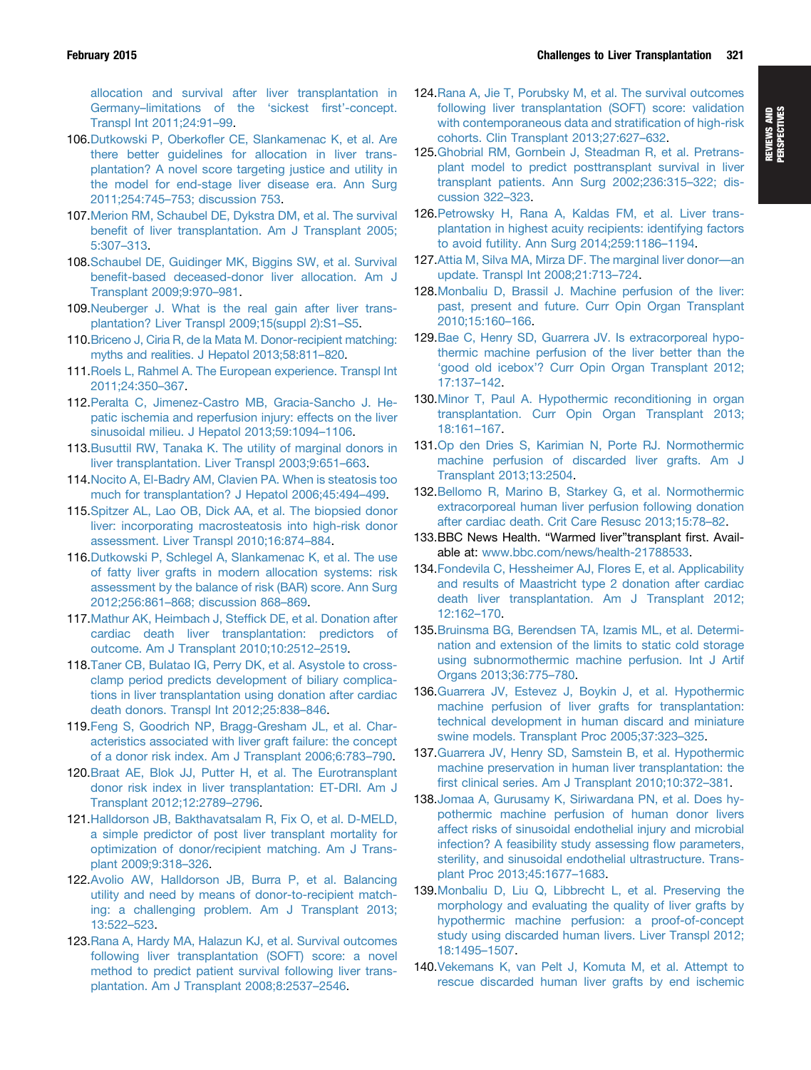allocation and survival after liver transplantation in Germany–limitations of the 'sickest first'-concept. Transpl Int 2011;24:91–99.

106. Dutkowski P, Oberkofler CE, Slankamenac K, et al. Are there better guidelines for allocation in liver transplantation? A novel score targeting justice and utility in the model for end-stage liver disease era. Ann Surg 2011;254:745–753; discussion 753.

107. Merion RM, Schaubel DE, Dykstra DM, et al. The survival benefit of liver transplantation. Am J Transplant 2005; 5:307–313.

108. Schaubel DE, Guidinger MK, Biggins SW, et al. Survival benefit-based deceased-donor liver allocation. Am J Transplant 2009;9:970–981.

109. Neuberger J. What is the real gain after liver transplantation? Liver Transpl 2009;15(suppl 2):S1–S5.

110. Briceno J, Ciria R, de la Mata M. Donor-recipient matching: myths and realities. J Hepatol 2013;58:811–820.

111. Roels L, Rahmel A. The European experience. Transpl Int 2011;24:350–367.

112. Peralta C, Jimenez-Castro MB, Gracia-Sancho J. Hepatic ischemia and reperfusion injury: effects on the liver sinusoidal milieu. J Hepatol 2013;59:1094–1106.

113. Busuttil RW, Tanaka K. The utility of marginal donors in liver transplantation. Liver Transpl 2003;9:651–663.

114. Nocito A, El-Badry AM, Clavien PA. When is steatosis too much for transplantation? J Hepatol 2006;45:494–499.

115. Spitzer AL, Lao OB, Dick AA, et al. The biopsied donor liver: incorporating macrosteatosis into high-risk donor assessment. Liver Transpl 2010;16:874–884.

116. Dutkowski P, Schlegel A, Slankamenac K, et al. The use of fatty liver grafts in modern allocation systems: risk assessment by the balance of risk (BAR) score. Ann Surg 2012;256:861–868; discussion 868–869.

117. Mathur AK, Heimbach J, Steffick DE, et al. Donation after cardiac death liver transplantation: predictors of outcome. Am J Transplant 2010;10:2512–2519.

118. Taner CB, Bulatao IG, Perry DK, et al. Asystole to cross-clamp period predicts development of biliary complications in liver transplantation using donation after cardiac death donors. Transpl Int 2012;25:838–846.

119. Feng S, Goodrich NP, Bragg-Gresham JL, et al. Characteristics associated with liver graft failure: the concept of a donor risk index. Am J Transplant 2006;6:783–790.

120. Braat AE, Blok JJ, Putter H, et al. The Eurotransplant donor risk index in liver transplantation: ET-DRI. Am J Transplant 2012;12:2789–2796.

121. Halldorson JB, Bakthavatsalam R, Fix O, et al. D-MELD, a simple predictor of post liver transplant mortality for optimization of donor/recipient matching. Am J Transplant 2009;9:318–326.

122. Avolio AW, Halldorson JB, Burra P, et al. Balancing utility and need by means of donor-to-recipient matching: a challenging problem. Am J Transplant 2013; 13:522–523.

123. Rana A, Hardy MA, Halazun KJ, et al. Survival outcomes following liver transplantation (SOFT) score: a novel method to predict patient survival following liver transplantation. Am J Transplant 2008;8:2537–2546.

124. Rana A, Jie T, Porubsky M, et al. The survival outcomes following liver transplantation (SOFT) score: validation with contemporaneous data and stratification of high-risk cohorts. Clin Transplant 2013;27:627–632.

125. Ghobrial RM, Gornbein J, Steadman R, et al. Pretransplant model to predict posttransplant survival in liver transplant patients. Ann Surg 2002;236:315–322; discussion 322–323.

126. Petrowsky H, Rana A, Kaldas FM, et al. Liver transplantation in highest acuity recipients: identifying factors to avoid futility. Ann Surg 2014;259:1186–1194.

127. Attia M, Silva MA, Mirza DF. The marginal liver donor—an update. Transpl Int 2008;21:713–724.

128. Monbaliu D, Brassil J. Machine perfusion of the liver: past, present and future. Curr Opin Organ Transplant 2010;15:160–166.

129. Bae C, Henry SD, Guarrera JV. Is extracorporeal hypothermic machine perfusion of the liver better than the 'good old icebox'? Curr Opin Organ Transplant 2012; 17:137–142.

130. Minor T, Paul A. Hypothermic reconditioning in organ transplantation. Curr Opin Organ Transplant 2013; 18:161–167.

131. Op den Dries S, Karimian N, Porte RJ. Normothermic machine perfusion of discarded liver grafts. Am J Transplant 2013;13:2504.

132. Bellomo R, Marino B, Starkey G, et al. Normothermic extracorporeal human liver perfusion following donation after cardiac death. Crit Care Resusc 2013;15:78–82.

133. BBC News Health. "Warmed liver"transplant first. Available at: www.bbc.com/news/health-21788533.

134. Fondevila C, Hessheimer AJ, Flores E, et al. Applicability and results of Maastricht type 2 donation after cardiac death liver transplantation. Am J Transplant 2012; 12:162–170.

135. Bruinsma BG, Berendsen TA, Izamis ML, et al. Determination and extension of the limits to static cold storage using subnormothermic machine perfusion. Int J Artif Organs 2013;36:775–780.

136. Guarrera JV, Estevez J, Boykin J, et al. Hypothermic machine perfusion of liver grafts for transplantation: technical development in human discard and miniature swine models. Transplant Proc 2005;37:323–325.

137. Guarrera JV, Henry SD, Samstein B, et al. Hypothermic machine preservation in human liver transplantation: the first clinical series. Am J Transplant 2010;10:372–381.

138. Jomaa A, Gurusamy K, Siriwardana PN, et al. Does hypothermic machine perfusion of human donor livers affect risks of sinusoidal endothelial injury and microbial infection? A feasibility study assessing flow parameters, sterility, and sinusoidal endothelial ultrastructure. Transplant Proc 2013;45:1677–1683.

139. Monbaliu D, Liu Q, Libbrecht L, et al. Preserving the morphology and evaluating the quality of liver grafts by hypothermic machine perfusion: a proof-of-concept study using discarded human livers. Liver Transpl 2012; 18:1495–1507.

140. Vekemans K, van Pelt J, Komuta M, et al. Attempt to rescue discarded human liver grafts by end ischemic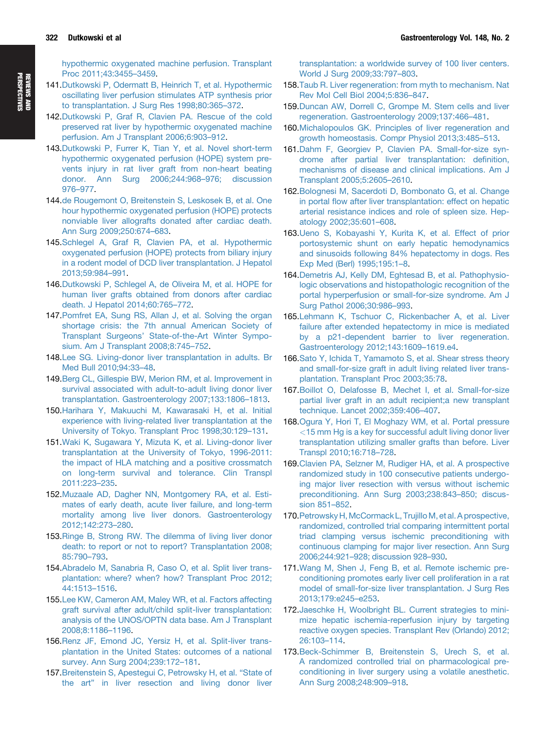hypothermic oxygenated machine perfusion. Transplant Proc 2011;43:3455–3459.

141. Dutkowski P, Odermatt B, Heinrich T, et al. Hypothermic oscillating liver perfusion stimulates ATP synthesis prior to transplantation. J Surg Res 1998;80:365–372.
142. Dutkowski P, Graf R, Clavien PA. Rescue of the cold preserved rat liver by hypothermic oxygenated machine perfusion. Am J Transplant 2006;6:903–912.
143. Dutkowski P, Furrer K, Tian Y, et al. Novel short-term hypothermic oxygenated perfusion (HOPE) system prevents injury in rat liver graft from non-heart beating donor. Ann Surg 2006;244:968–976; discussion 976–977.
144. de Rougemont O, Breitenstein S, Leskosek B, et al. One hour hypothermic oxygenated perfusion (HOPE) protects nonviable liver allografts donated after cardiac death. Ann Surg 2009;250:674–683.
145. Schlegel A, Graf R, Clavien PA, et al. Hypothermic oxygenated perfusion (HOPE) protects from biliary injury in a rodent model of DCD liver transplantation. J Hepatol 2013;59:984–991.
146. Dutkowski P, Schlegel A, de Oliveira M, et al. HOPE for human liver grafts obtained from donors after cardiac death. J Hepatol 2014;60:765–772.
147. Pomfret EA, Sung RS, Allan J, et al. Solving the organ shortage crisis: the 7th annual American Society of Transplant Surgeons' State-of-the-Art Winter Symposium. Am J Transplant 2008;8:745–752.
148. Lee SG. Living-donor liver transplantation in adults. Br Med Bull 2010;94:33–48.
149. Berg CL, Gillespie BW, Merion RM, et al. Improvement in survival associated with adult-to-adult living donor liver transplantation. Gastroenterology 2007;133:1806–1813.
150. Harihara Y, Makuuchi M, Kawarasaki H, et al. Initial experience with living-related liver transplantation at the University of Tokyo. Transplant Proc 1998;30:129–131.
151. Waki K, Sugawara Y, Mizuta K, et al. Living-donor liver transplantation at the University of Tokyo, 1996-2011: the impact of HLA matching and a positive crossmatch on long-term survival and tolerance. Clin Transpl 2011:223–235.
152. Muzaale AD, Dagher NN, Montgomery RA, et al. Estimates of early death, acute liver failure, and long-term mortality among live liver donors. Gastroenterology 2012;142:273–280.
153. Ringe B, Strong RW. The dilemma of living liver donor death: to report or not to report? Transplantation 2008;85:790–793.
154. Abradelo M, Sanabria R, Caso O, et al. Split liver transplantation: where? when? how? Transplant Proc 2012;44:1513–1516.
155. Lee KW, Cameron AM, Maley WR, et al. Factors affecting graft survival after adult/child split-liver transplantation: analysis of the UNOS/OPTN data base. Am J Transplant 2008;8:1186–1196.
156. Renz JF, Emond JC, Yersiz H, et al. Split-liver transplantation in the United States: outcomes of a national survey. Ann Surg 2004;239:172–181.
157. Breitenstein S, Apestegui C, Petrowsky H, et al. "State of the art" in liver resection and living donor liver transplantation: a worldwide survey of 100 liver centers. World J Surg 2009;33:797–803.
158. Taub R. Liver regeneration: from myth to mechanism. Nat Rev Mol Cell Biol 2004;5:836–847.
159. Duncan AW, Dorrell C, Grompe M. Stem cells and liver regeneration. Gastroenterology 2009;137:466–481.
160. Michalopoulos GK. Principles of liver regeneration and growth homeostasis. Compr Physiol 2013;3:485–513.
161. Dahm F, Georgiev P, Clavien PA. Small-for-size syndrome after partial liver transplantation: definition, mechanisms of disease and clinical implications. Am J Transplant 2005;5:2605–2610.
162. Bolognesi M, Sacerdoti D, Bombonato G, et al. Change in portal flow after liver transplantation: effect on hepatic arterial resistance indices and role of spleen size. Hepatology 2002;35:601–608.
163. Ueno S, Kobayashi Y, Kurita K, et al. Effect of prior portosystemic shunt on early hepatic hemodynamics and sinusoids following 84% hepatectomy in dogs. Res Exp Med (Berl) 1995;195:1–8.
164. Demetris AJ, Kelly DM, Eghtesad B, et al. Pathophysiologic observations and histopathologic recognition of the portal hyperperfusion or small-for-size syndrome. Am J Surg Pathol 2006;30:986–993.
165. Lehmann K, Tschuor C, Rickenbacher A, et al. Liver failure after extended hepatectomy in mice is mediated by a p21-dependent barrier to liver regeneration. Gastroenterology 2012;143:1609–1619.e4.
166. Sato Y, Ichida T, Yamamoto S, et al. Shear stress theory and small-for-size graft in adult living related liver transplantation. Transplant Proc 2003;35:78.
167. Boillot O, Delafosse B, Mechet I, et al. Small-for-size partial liver graft in an adult recipient;a new transplant technique. Lancet 2002;359:406–407.
168. Ogura Y, Hori T, El Moghazy WM, et al. Portal pressure <15 mm Hg is a key for successful adult living donor liver transplantation utilizing smaller grafts than before. Liver Transpl 2010;16:718–728.
169. Clavien PA, Selzner M, Rudiger HA, et al. A prospective randomized study in 100 consecutive patients undergoing major liver resection with versus without ischemic preconditioning. Ann Surg 2003;238:843–850; discussion 851–852.
170. Petrowsky H, McCormack L, Trujillo M, et al. A prospective, randomized, controlled trial comparing intermittent portal triad clamping versus ischemic preconditioning with continuous clamping for major liver resection. Ann Surg 2006;244:921–928; discussion 928–930.
171. Wang M, Shen J, Feng B, et al. Remote ischemic preconditioning promotes early liver cell proliferation in a rat model of small-for-size liver transplantation. J Surg Res 2013;179:e245–e253.
172. Jaeschke H, Woolbright BL. Current strategies to minimize hepatic ischemia-reperfusion injury by targeting reactive oxygen species. Transplant Rev (Orlando) 2012;26:103–114.
173. Beck-Schimmer B, Breitenstein S, Urech S, et al. A randomized controlled trial on pharmacological preconditioning in liver surgery using a volatile anesthetic. Ann Surg 2008;248:909–918.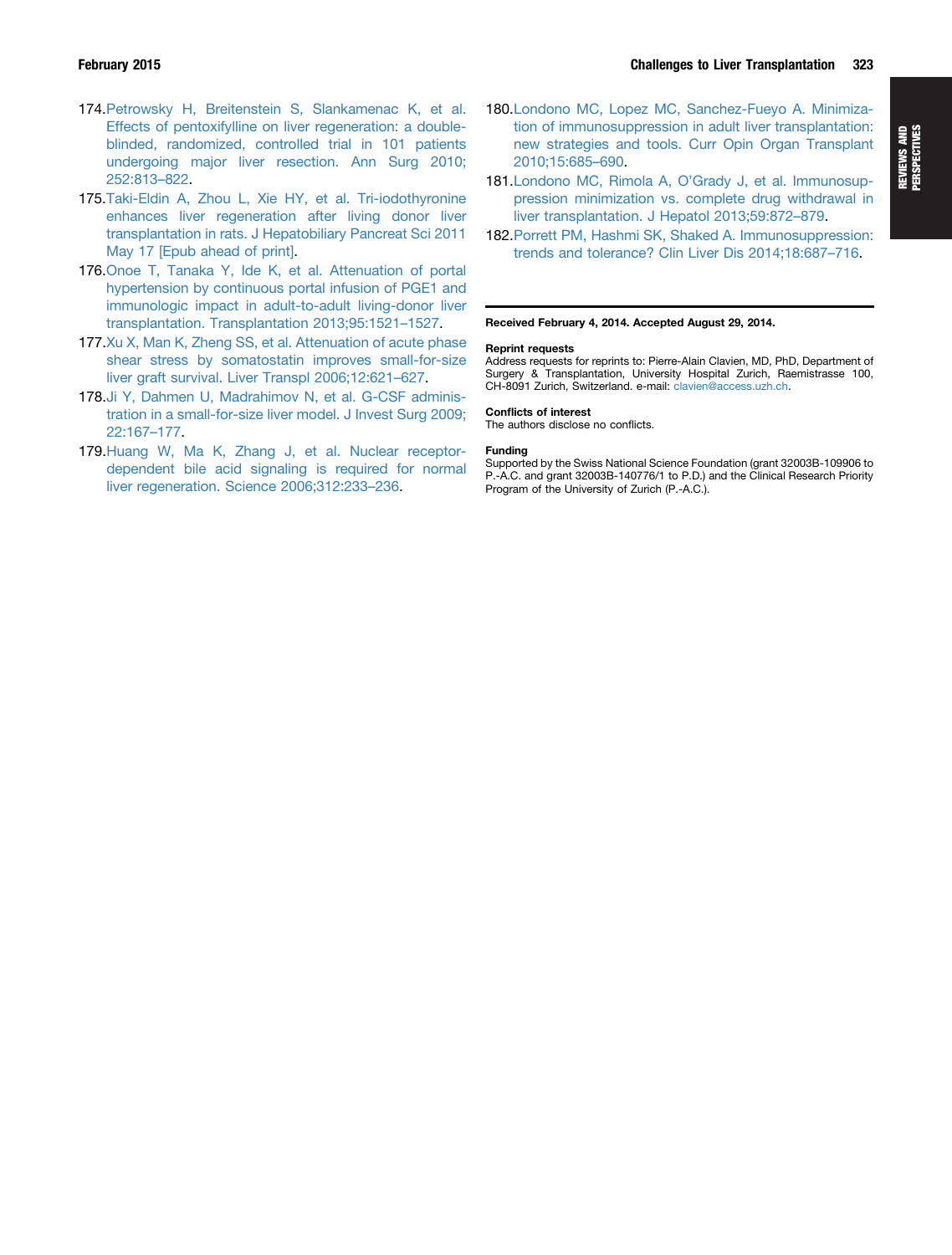174. Petrowsky H, Breitenstein S, Slankamenac K, et al. Effects of pentoxifylline on liver regeneration: a double-blinded, randomized, controlled trial in 101 patients undergoing major liver resection. Ann Surg 2010;252:813–822.
175. Taki-Eldin A, Zhou L, Xie HY, et al. Tri-iodothyronine enhances liver regeneration after living donor liver transplantation in rats. J Hepatobiliary Pancreat Sci 2011 May 17 [Epub ahead of print].
176. Onoe T, Tanaka Y, Ide K, et al. Attenuation of portal hypertension by continuous portal infusion of PGE1 and immunologic impact in adult-to-adult living-donor liver transplantation. Transplantation 2013;95:1521–1527.
177. Xu X, Man K, Zheng SS, et al. Attenuation of acute phase shear stress by somatostatin improves small-for-size liver graft survival. Liver Transpl 2006;12:621–627.
178. Ji Y, Dahmen U, Madrahimov N, et al. G-CSF administration in a small-for-size liver model. J Invest Surg 2009;22:167–177.
179. Huang W, Ma K, Zhang J, et al. Nuclear receptor-dependent bile acid signaling is required for normal liver regeneration. Science 2006;312:233–236.
180. Londono MC, Lopez MC, Sanchez-Fueyo A. Minimization of immunosuppression in adult liver transplantation: new strategies and tools. Curr Opin Organ Transplant 2010;15:685–690.
181. Londono MC, Rimola A, O'Grady J, et al. Immunosuppression minimization vs. complete drug withdrawal in liver transplantation. J Hepatol 2013;59:872–879.
182. Porrett PM, Hashmi SK, Shaked A. Immunosuppression: trends and tolerance? Clin Liver Dis 2014;18:687–716.

**Received February 4, 2014. Accepted August 29, 2014.**

#### Reprint requests

Address requests for reprints to: Pierre-Alain Clavien, MD, PhD, Department of Surgery & Transplantation, University Hospital Zurich, Raemistrasse 100, CH-8091 Zurich, Switzerland. e-mail: clavien@access.uzh.ch.

#### Conflicts of interest

The authors disclose no conflicts.

#### Funding

Supported by the Swiss National Science Foundation (grant 32003B-109906 to P.-A.C. and grant 32003B-140776/1 to P.D.) and the Clinical Research Priority Program of the University of Zurich (P.-A.C.).